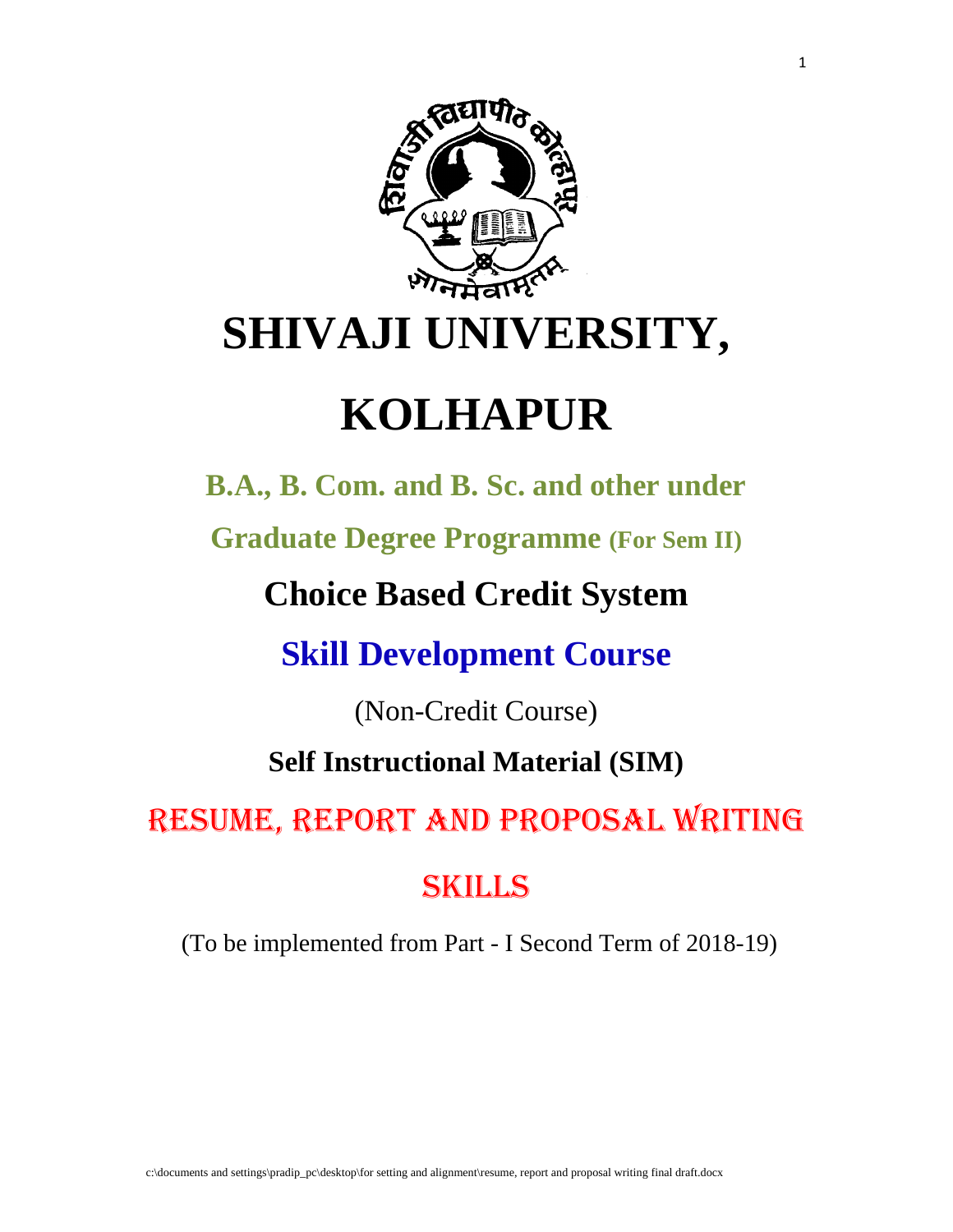# SHIVAJI UNIVERSITY, KOLHAPUR

**B.A., B. Com. and B. Sc. and other under Graduate Degree Programme (For Sem II)**

## Choice Based Credit System

## Skill Development Course

(Non-Credit Course)

**Self Instructional Material (SIM)**

## RESUME, REPORT AND PROPOSAL WRITING SKILLS

(To be implemented from Part - I Second Term of 2018-19)

c:\documents and settings\pradip_pc\desktop\for setting and alignment\resume, report and proposal writing final draft.docx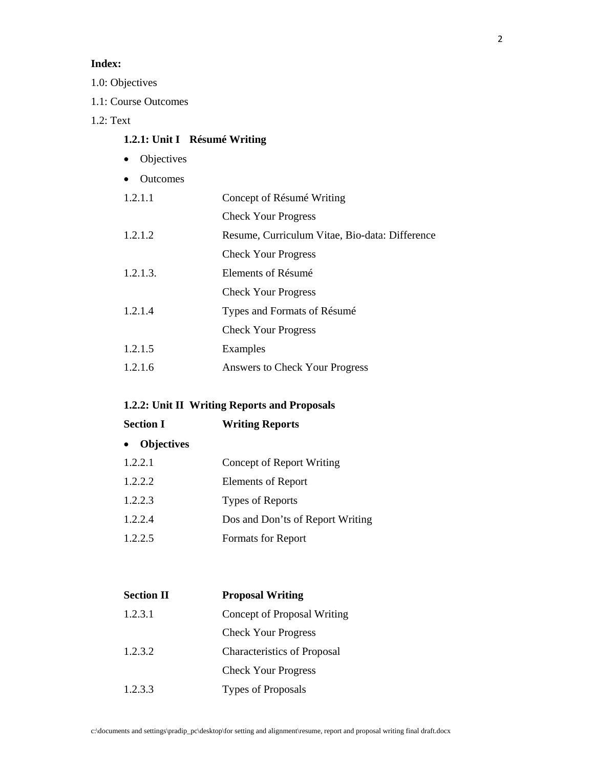**Index:**

1.0: Objectives

1.1: Course Outcomes

1.2: Text

**1.2.1: Unit I Résumé Writing**

- Objectives
- Outcomes

| | |
|---|---|
| 1.2.1.1 | Concept of Résumé Writing |
| | Check Your Progress |
| 1.2.1.2 | Resume, Curriculum Vitae, Bio-data: Difference |
| | Check Your Progress |
| 1.2.1.3. | Elements of Résumé |
| | Check Your Progress |
| 1.2.1.4 | Types and Formats of Résumé |
| | Check Your Progress |
| 1.2.1.5 | Examples |
| 1.2.1.6 | Answers to Check Your Progress |

**1.2.2: Unit II Writing Reports and Proposals**

**Section I Writing Reports**

- **Objectives**

| | |
|---|---|
| 1.2.2.1 | Concept of Report Writing |
| 1.2.2.2 | Elements of Report |
| 1.2.2.3 | Types of Reports |
| 1.2.2.4 | Dos and Don’ts of Report Writing |
| 1.2.2.5 | Formats for Report |

**Section II Proposal Writing**

| | |
|---|---|
| 1.2.3.1 | Concept of Proposal Writing |
| | Check Your Progress |
| 1.2.3.2 | Characteristics of Proposal |
| | Check Your Progress |
| 1.2.3.3 | Types of Proposals |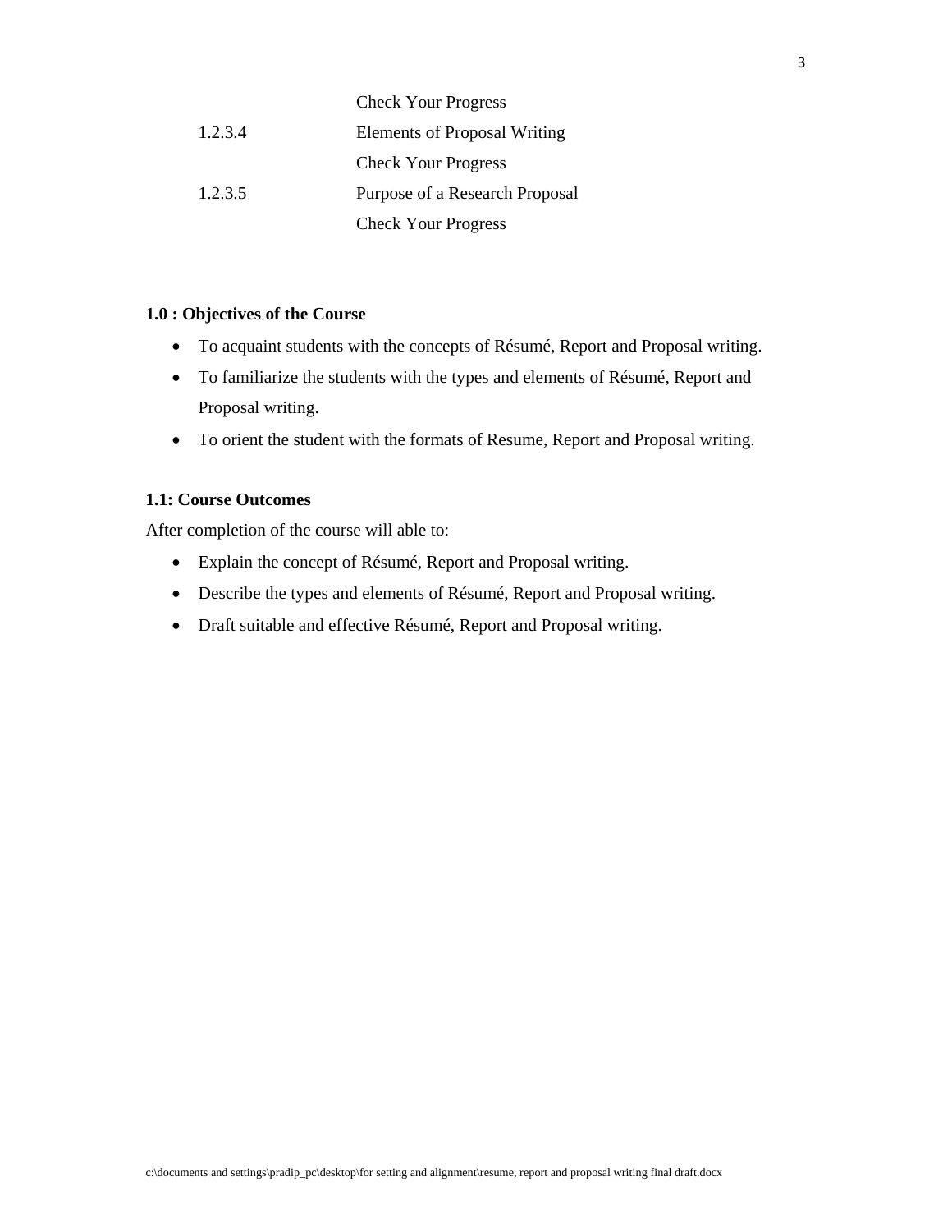| | |
|---|---|
| | Check Your Progress |
| 1.2.3.4 | Elements of Proposal Writing |
| | Check Your Progress |
| 1.2.3.5 | Purpose of a Research Proposal |
| | Check Your Progress |

**1.0 : Objectives of the Course**

- To acquaint students with the concepts of Résumé, Report and Proposal writing.
- To familiarize the students with the types and elements of Résumé, Report and Proposal writing.
- To orient the student with the formats of Resume, Report and Proposal writing.

**1.1: Course Outcomes**

After completion of the course will able to:

- Explain the concept of Résumé, Report and Proposal writing.
- Describe the types and elements of Résumé, Report and Proposal writing.
- Draft suitable and effective Résumé, Report and Proposal writing.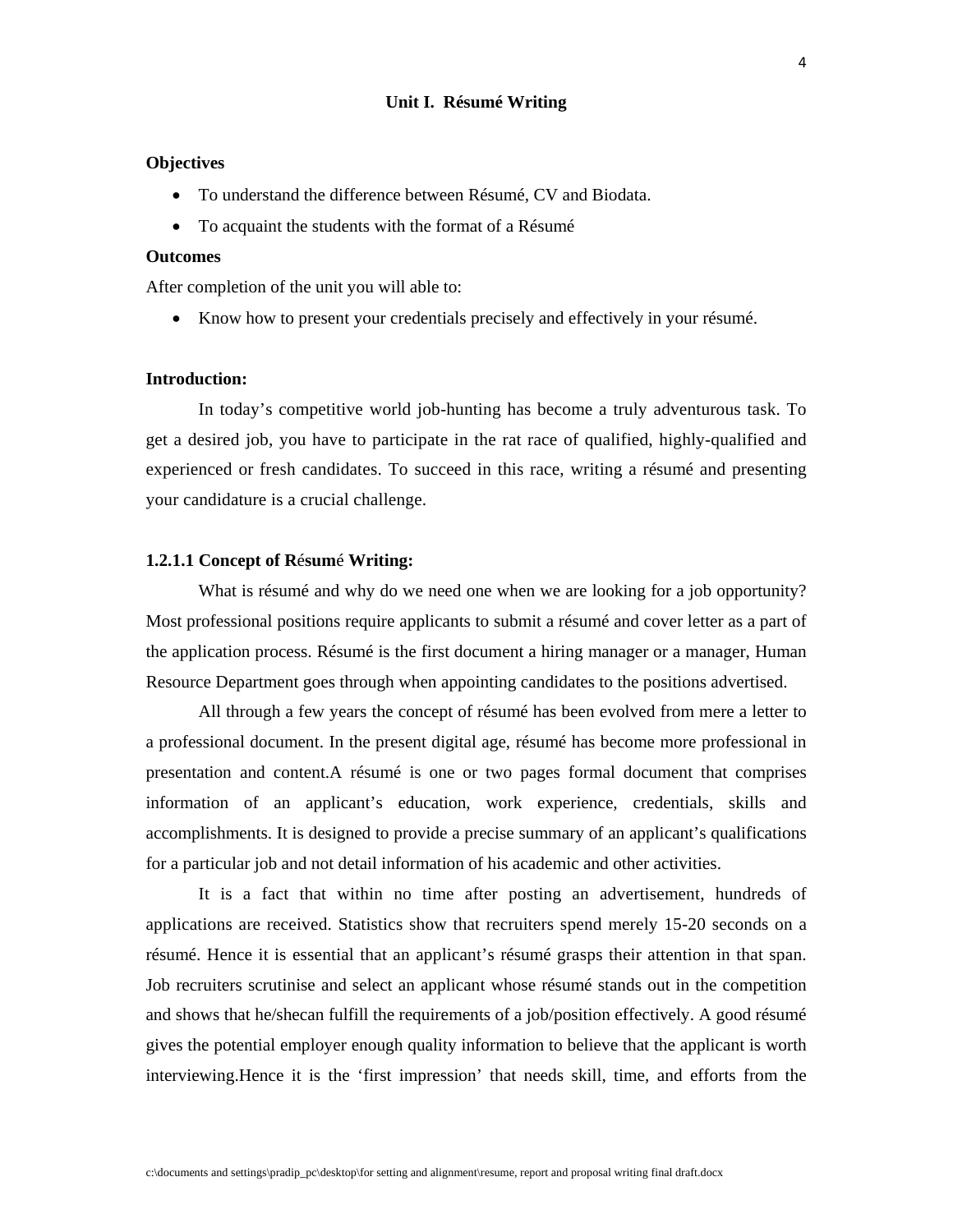# Unit I. Résumé Writing

**Objectives**

- To understand the difference between Résumé, CV and Biodata.
- To acquaint the students with the format of a Résumé

**Outcomes**

After completion of the unit you will able to:

- Know how to present your credentials precisely and effectively in your résumé.

**Introduction:**

In today's competitive world job-hunting has become a truly adventurous task. To get a desired job, you have to participate in the rat race of qualified, highly-qualified and experienced or fresh candidates. To succeed in this race, writing a résumé and presenting your candidature is a crucial challenge.

**1.2.1.1 Concept of Résumé Writing:**

What is résumé and why do we need one when we are looking for a job opportunity? Most professional positions require applicants to submit a résumé and cover letter as a part of the application process. Résumé is the first document a hiring manager or a manager, Human Resource Department goes through when appointing candidates to the positions advertised.

All through a few years the concept of résumé has been evolved from mere a letter to a professional document. In the present digital age, résumé has become more professional in presentation and content.A résumé is one or two pages formal document that comprises information of an applicant's education, work experience, credentials, skills and accomplishments. It is designed to provide a precise summary of an applicant's qualifications for a particular job and not detail information of his academic and other activities.

It is a fact that within no time after posting an advertisement, hundreds of applications are received. Statistics show that recruiters spend merely 15-20 seconds on a résumé. Hence it is essential that an applicant's résumé grasps their attention in that span. Job recruiters scrutinise and select an applicant whose résumé stands out in the competition and shows that he/shecan fulfill the requirements of a job/position effectively. A good résumé gives the potential employer enough quality information to believe that the applicant is worth interviewing.Hence it is the 'first impression' that needs skill, time, and efforts from the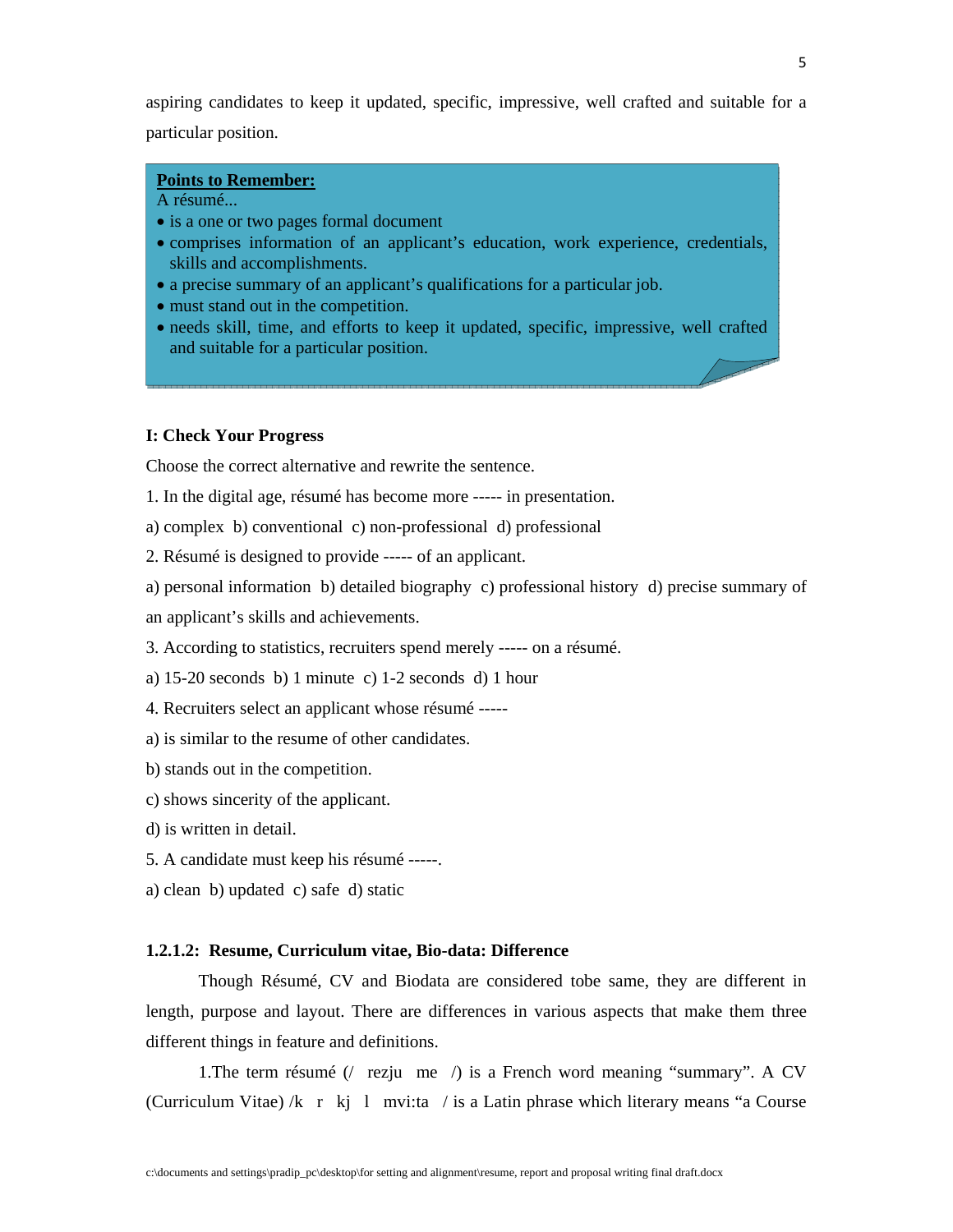aspiring candidates to keep it updated, specific, impressive, well crafted and suitable for a particular position.

> **Points to Remember:**
> A résumé...
> - is a one or two pages formal document
> - comprises information of an applicant's education, work experience, credentials, skills and accomplishments.
> - a precise summary of an applicant's qualifications for a particular job.
> - must stand out in the competition.
> - needs skill, time, and efforts to keep it updated, specific, impressive, well crafted and suitable for a particular position.

**I: Check Your Progress**

Choose the correct alternative and rewrite the sentence.

1. In the digital age, résumé has become more ----- in presentation.

a) complex b) conventional c) non-professional d) professional

2. Résumé is designed to provide ----- of an applicant.

a) personal information b) detailed biography c) professional history d) precise summary of an applicant's skills and achievements.

3. According to statistics, recruiters spend merely ----- on a résumé.

a) 15-20 seconds b) 1 minute c) 1-2 seconds d) 1 hour

4. Recruiters select an applicant whose résumé -----

a) is similar to the resume of other candidates.

b) stands out in the competition.

c) shows sincerity of the applicant.

d) is written in detail.

5. A candidate must keep his résumé -----.

a) clean b) updated c) safe d) static

**1.2.1.2: Resume, Curriculum vitae, Bio-data: Difference**

Though Résumé, CV and Biodata are considered tobe same, they are different in length, purpose and layout. There are differences in various aspects that make them three different things in feature and definitions.

1.The term résumé (/ rezju me /) is a French word meaning "summary". A CV (Curriculum Vitae) /k r kj l mvi:ta / is a Latin phrase which literary means "a Course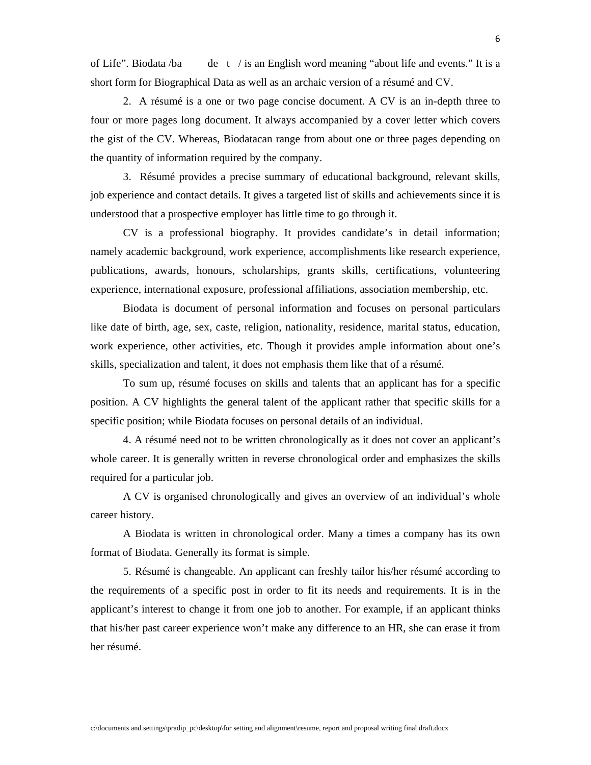of Life". Biodata /ba    de  t  / is an English word meaning "about life and events." It is a short form for Biographical Data as well as an archaic version of a résumé and CV.

2. A résumé is a one or two page concise document. A CV is an in-depth three to four or more pages long document. It always accompanied by a cover letter which covers the gist of the CV. Whereas, Biodatacan range from about one or three pages depending on the quantity of information required by the company.

3. Résumé provides a precise summary of educational background, relevant skills, job experience and contact details. It gives a targeted list of skills and achievements since it is understood that a prospective employer has little time to go through it.

CV is a professional biography. It provides candidate's in detail information; namely academic background, work experience, accomplishments like research experience, publications, awards, honours, scholarships, grants skills, certifications, volunteering experience, international exposure, professional affiliations, association membership, etc.

Biodata is document of personal information and focuses on personal particulars like date of birth, age, sex, caste, religion, nationality, residence, marital status, education, work experience, other activities, etc. Though it provides ample information about one's skills, specialization and talent, it does not emphasis them like that of a résumé.

To sum up, résumé focuses on skills and talents that an applicant has for a specific position. A CV highlights the general talent of the applicant rather that specific skills for a specific position; while Biodata focuses on personal details of an individual.

4. A résumé need not to be written chronologically as it does not cover an applicant's whole career. It is generally written in reverse chronological order and emphasizes the skills required for a particular job.

A CV is organised chronologically and gives an overview of an individual's whole career history.

A Biodata is written in chronological order. Many a times a company has its own format of Biodata. Generally its format is simple.

5. Résumé is changeable. An applicant can freshly tailor his/her résumé according to the requirements of a specific post in order to fit its needs and requirements. It is in the applicant's interest to change it from one job to another. For example, if an applicant thinks that his/her past career experience won't make any difference to an HR, she can erase it from her résumé.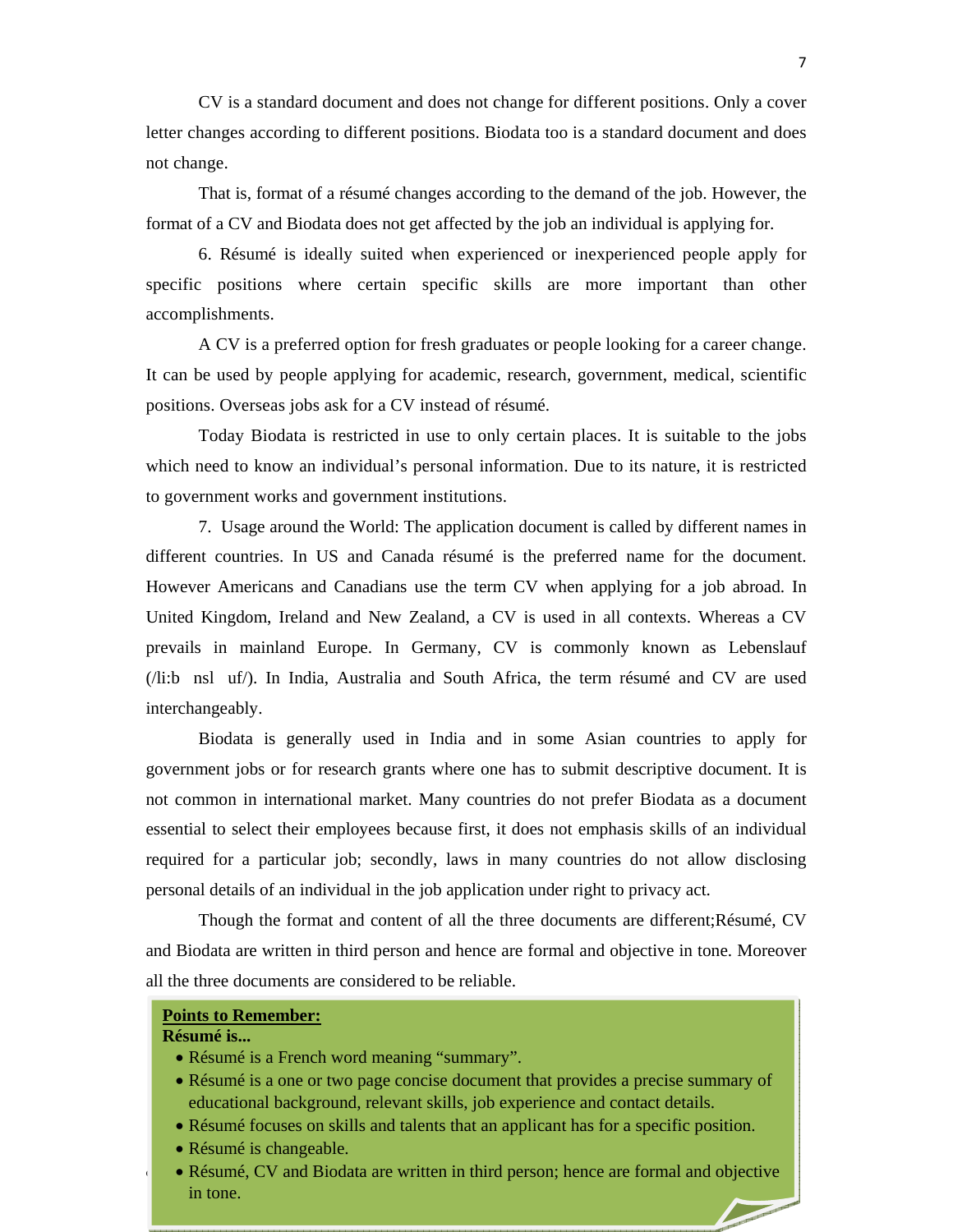CV is a standard document and does not change for different positions. Only a cover letter changes according to different positions. Biodata too is a standard document and does not change.

That is, format of a résumé changes according to the demand of the job. However, the format of a CV and Biodata does not get affected by the job an individual is applying for.

6. Résumé is ideally suited when experienced or inexperienced people apply for specific positions where certain specific skills are more important than other accomplishments.

A CV is a preferred option for fresh graduates or people looking for a career change. It can be used by people applying for academic, research, government, medical, scientific positions. Overseas jobs ask for a CV instead of résumé.

Today Biodata is restricted in use to only certain places. It is suitable to the jobs which need to know an individual's personal information. Due to its nature, it is restricted to government works and government institutions.

7. Usage around the World: The application document is called by different names in different countries. In US and Canada résumé is the preferred name for the document. However Americans and Canadians use the term CV when applying for a job abroad. In United Kingdom, Ireland and New Zealand, a CV is used in all contexts. Whereas a CV prevails in mainland Europe. In Germany, CV is commonly known as Lebenslauf (/li:b nsl uf/). In India, Australia and South Africa, the term résumé and CV are used interchangeably.

Biodata is generally used in India and in some Asian countries to apply for government jobs or for research grants where one has to submit descriptive document. It is not common in international market. Many countries do not prefer Biodata as a document essential to select their employees because first, it does not emphasis skills of an individual required for a particular job; secondly, laws in many countries do not allow disclosing personal details of an individual in the job application under right to privacy act.

Though the format and content of all the three documents are different;Résumé, CV and Biodata are written in third person and hence are formal and objective in tone. Moreover all the three documents are considered to be reliable.

**Points to Remember:**

**Résumé is...**

- Résumé is a French word meaning "summary".
- Résumé is a one or two page concise document that provides a precise summary of educational background, relevant skills, job experience and contact details.
- Résumé focuses on skills and talents that an applicant has for a specific position.
- Résumé is changeable.
- Résumé, CV and Biodata are written in third person; hence are formal and objective in tone.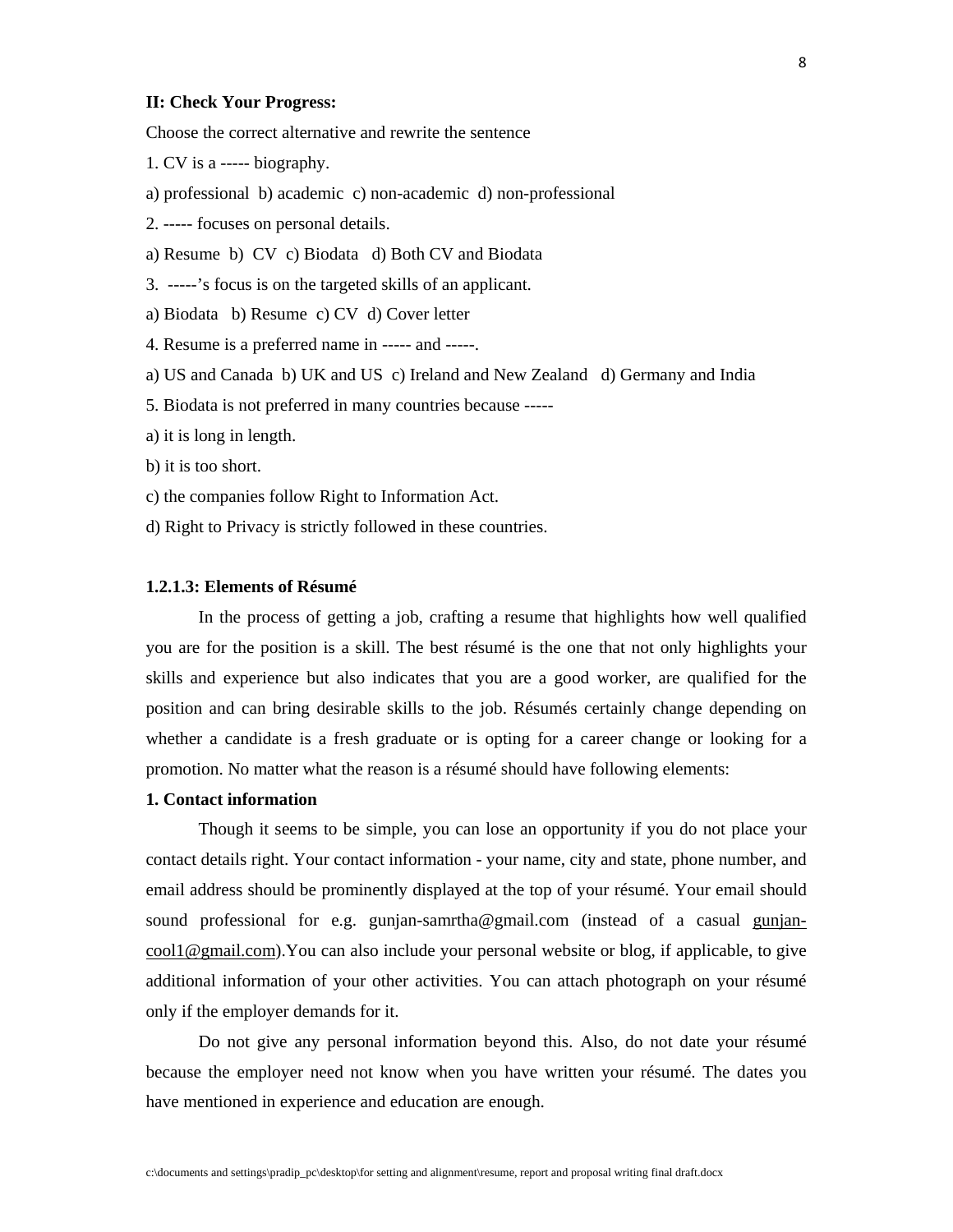**II: Check Your Progress:**

Choose the correct alternative and rewrite the sentence

1. CV is a ----- biography.

a) professional b) academic c) non-academic d) non-professional

2. ----- focuses on personal details.

a) Resume b) CV c) Biodata d) Both CV and Biodata

3. -----'s focus is on the targeted skills of an applicant.

a) Biodata b) Resume c) CV d) Cover letter

4. Resume is a preferred name in ----- and -----.

a) US and Canada b) UK and US c) Ireland and New Zealand d) Germany and India

5. Biodata is not preferred in many countries because -----

a) it is long in length.

b) it is too short.

c) the companies follow Right to Information Act.

d) Right to Privacy is strictly followed in these countries.

**1.2.1.3: Elements of Résumé**

In the process of getting a job, crafting a resume that highlights how well qualified you are for the position is a skill. The best résumé is the one that not only highlights your skills and experience but also indicates that you are a good worker, are qualified for the position and can bring desirable skills to the job. Résumés certainly change depending on whether a candidate is a fresh graduate or is opting for a career change or looking for a promotion. No matter what the reason is a résumé should have following elements:

**1. Contact information**

Though it seems to be simple, you can lose an opportunity if you do not place your contact details right. Your contact information - your name, city and state, phone number, and email address should be prominently displayed at the top of your résumé. Your email should sound professional for e.g. gunjan-samrtha@gmail.com (instead of a casual gunjan-cool1@gmail.com).You can also include your personal website or blog, if applicable, to give additional information of your other activities. You can attach photograph on your résumé only if the employer demands for it.

Do not give any personal information beyond this. Also, do not date your résumé because the employer need not know when you have written your résumé. The dates you have mentioned in experience and education are enough.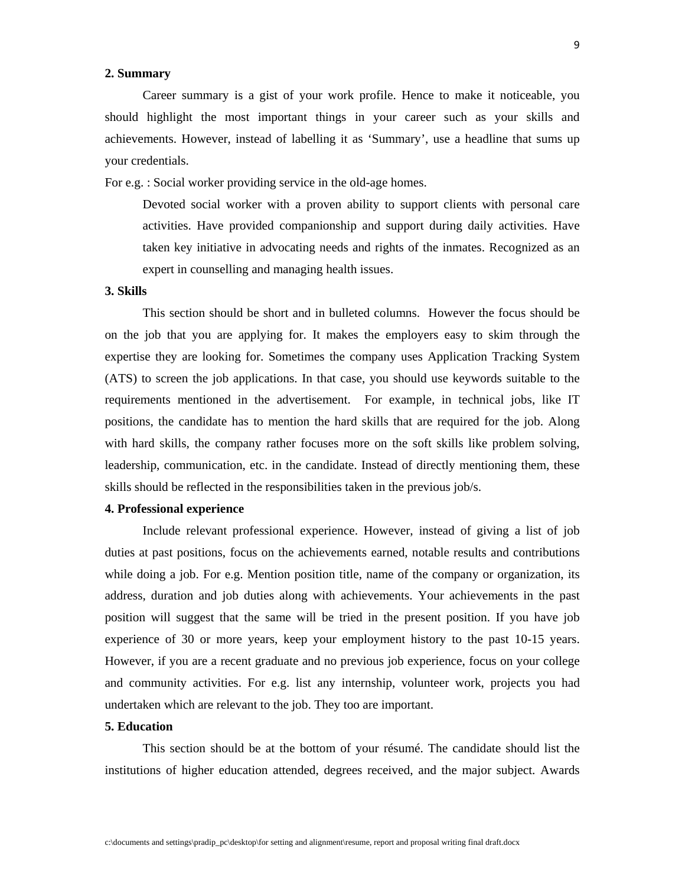**2. Summary**

Career summary is a gist of your work profile. Hence to make it noticeable, you should highlight the most important things in your career such as your skills and achievements. However, instead of labelling it as 'Summary', use a headline that sums up your credentials.

For e.g. : Social worker providing service in the old-age homes.

> Devoted social worker with a proven ability to support clients with personal care activities. Have provided companionship and support during daily activities. Have taken key initiative in advocating needs and rights of the inmates. Recognized as an expert in counselling and managing health issues.

**3. Skills**

This section should be short and in bulleted columns. However the focus should be on the job that you are applying for. It makes the employers easy to skim through the expertise they are looking for. Sometimes the company uses Application Tracking System (ATS) to screen the job applications. In that case, you should use keywords suitable to the requirements mentioned in the advertisement. For example, in technical jobs, like IT positions, the candidate has to mention the hard skills that are required for the job. Along with hard skills, the company rather focuses more on the soft skills like problem solving, leadership, communication, etc. in the candidate. Instead of directly mentioning them, these skills should be reflected in the responsibilities taken in the previous job/s.

**4. Professional experience**

Include relevant professional experience. However, instead of giving a list of job duties at past positions, focus on the achievements earned, notable results and contributions while doing a job. For e.g. Mention position title, name of the company or organization, its address, duration and job duties along with achievements. Your achievements in the past position will suggest that the same will be tried in the present position. If you have job experience of 30 or more years, keep your employment history to the past 10-15 years. However, if you are a recent graduate and no previous job experience, focus on your college and community activities. For e.g. list any internship, volunteer work, projects you had undertaken which are relevant to the job. They too are important.

**5. Education**

This section should be at the bottom of your résumé. The candidate should list the institutions of higher education attended, degrees received, and the major subject. Awards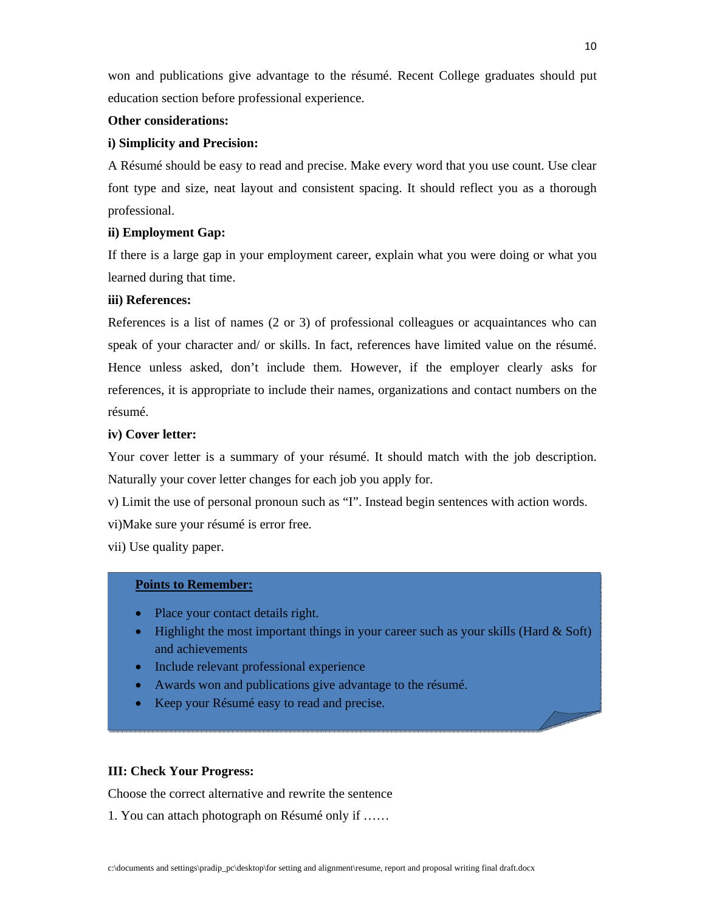won and publications give advantage to the résumé. Recent College graduates should put education section before professional experience.

**Other considerations:**

**i) Simplicity and Precision:**

A Résumé should be easy to read and precise. Make every word that you use count. Use clear font type and size, neat layout and consistent spacing. It should reflect you as a thorough professional.

**ii) Employment Gap:**

If there is a large gap in your employment career, explain what you were doing or what you learned during that time.

**iii) References:**

References is a list of names (2 or 3) of professional colleagues or acquaintances who can speak of your character and/ or skills. In fact, references have limited value on the résumé. Hence unless asked, don't include them. However, if the employer clearly asks for references, it is appropriate to include their names, organizations and contact numbers on the résumé.

**iv) Cover letter:**

Your cover letter is a summary of your résumé. It should match with the job description. Naturally your cover letter changes for each job you apply for.

v) Limit the use of personal pronoun such as "I". Instead begin sentences with action words.

vi)Make sure your résumé is error free.

vii) Use quality paper.

**Points to Remember:**

- Place your contact details right.
- Highlight the most important things in your career such as your skills (Hard & Soft) and achievements
- Include relevant professional experience
- Awards won and publications give advantage to the résumé.
- Keep your Résumé easy to read and precise.

**III: Check Your Progress:**

Choose the correct alternative and rewrite the sentence

1. You can attach photograph on Résumé only if ……

c:\documents and settings\pradip_pc\desktop\for setting and alignment\resume, report and proposal writing final draft.docx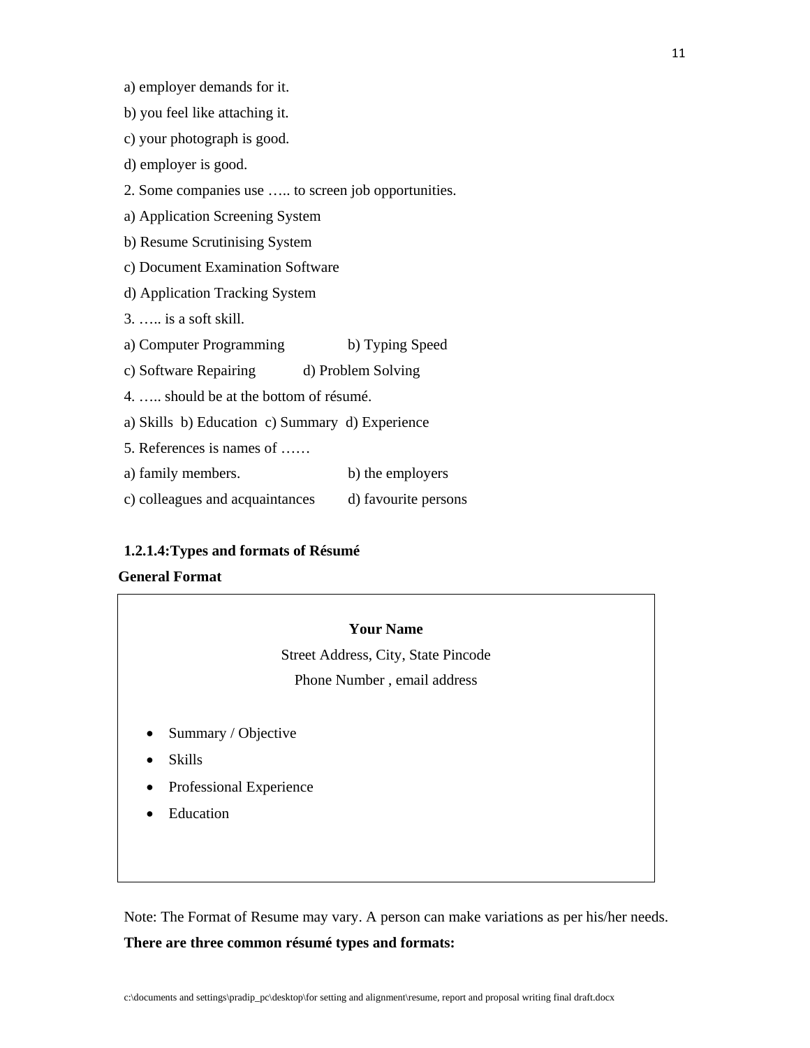a) employer demands for it.

b) you feel like attaching it.

c) your photograph is good.

d) employer is good.

2. Some companies use ….. to screen job opportunities.

a) Application Screening System

b) Resume Scrutinising System

c) Document Examination Software

d) Application Tracking System

3. ….. is a soft skill.

a) Computer Programming b) Typing Speed

c) Software Repairing d) Problem Solving

4. ….. should be at the bottom of résumé.

a) Skills b) Education c) Summary d) Experience

5. References is names of ……

a) family members. b) the employers

c) colleagues and acquaintances d) favourite persons

**1.2.1.4:Types and formats of Résumé**

**General Format**

**Your Name**

Street Address, City, State Pincode

Phone Number , email address

- Summary / Objective
- Skills
- Professional Experience
- Education

Note: The Format of Resume may vary. A person can make variations as per his/her needs.

**There are three common résumé types and formats:**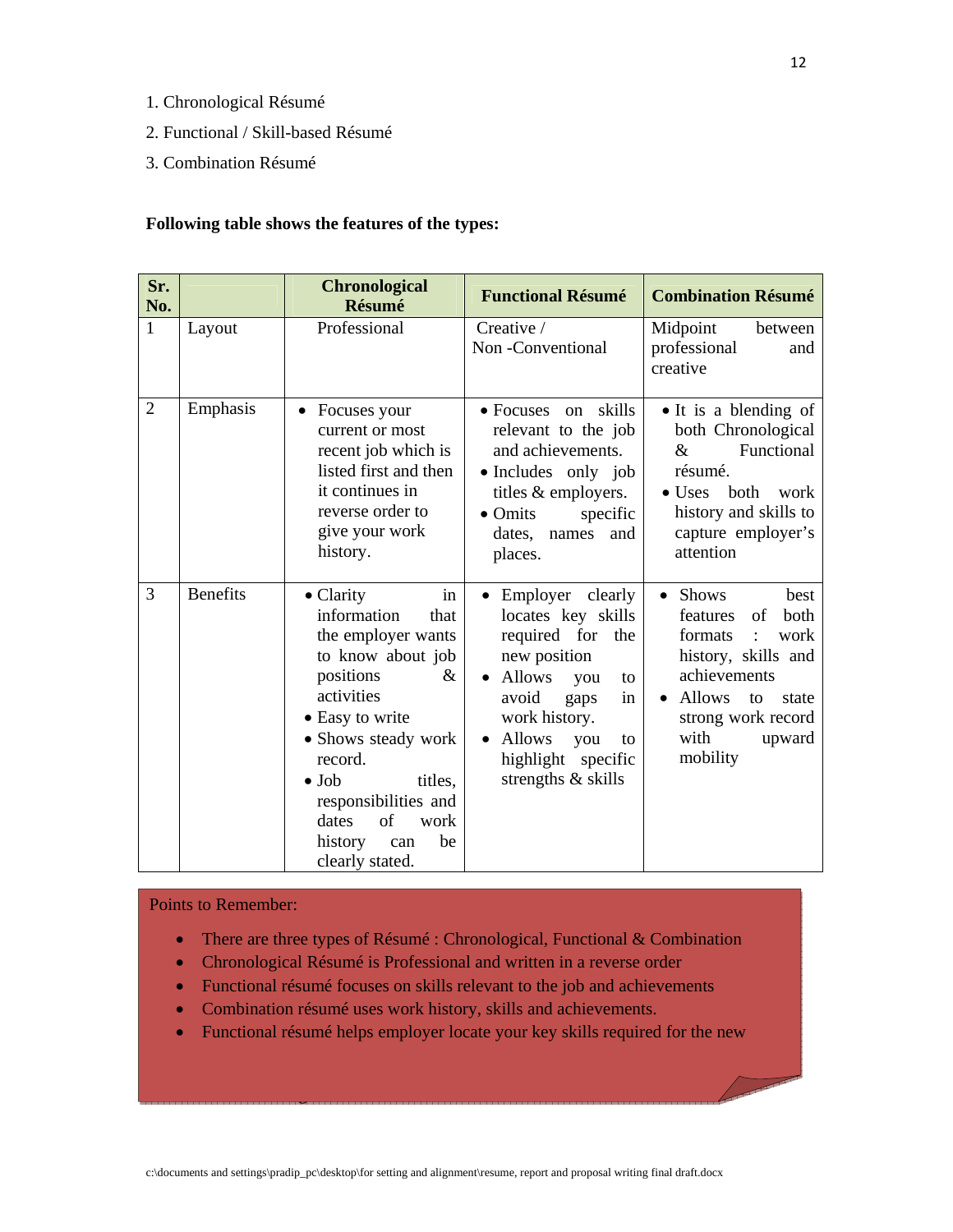1. Chronological Résumé
2. Functional / Skill-based Résumé
3. Combination Résumé

**Following table shows the features of the types:**

| Sr. No. | | Chronological Résumé | Functional Résumé | Combination Résumé |
|---|---|---|---|---|
| 1 | Layout | Professional | Creative / Non -Conventional | Midpoint between professional and creative |
| 2 | Emphasis | • Focuses your current or most recent job which is listed first and then it continues in reverse order to give your work history. | • Focuses on skills relevant to the job and achievements. • Includes only job titles & employers. • Omits specific dates, names and places. | • It is a blending of both Chronological & Functional résumé. • Uses both work history and skills to capture employer's attention |
| 3 | Benefits | • Clarity in information that the employer wants to know about job positions & activities • Easy to write • Shows steady work record. • Job titles, responsibilities and dates of work history can be clearly stated. | • Employer clearly locates key skills required for the new position • Allows you to avoid gaps in work history. • Allows you to highlight specific strengths & skills | • Shows best features of both formats : work history, skills and achievements • Allows to state strong work record with upward mobility |

Points to Remember:

- There are three types of Résumé : Chronological, Functional & Combination
- Chronological Résumé is Professional and written in a reverse order
- Functional résumé focuses on skills relevant to the job and achievements
- Combination résumé uses work history, skills and achievements.
- Functional résumé helps employer locate your key skills required for the new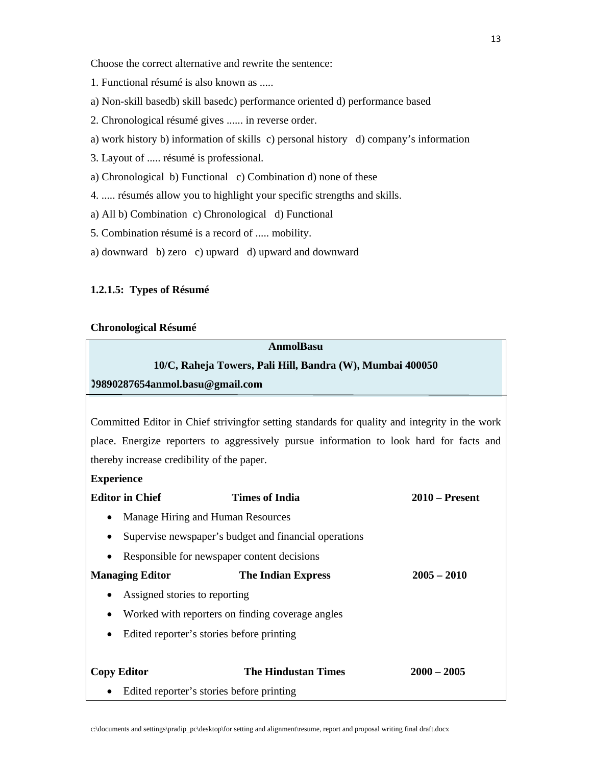Choose the correct alternative and rewrite the sentence:

1. Functional résumé is also known as .....

a) Non-skill basedb) skill basedc) performance oriented d) performance based

2. Chronological résumé gives ...... in reverse order.

a) work history b) information of skills c) personal history d) company's information

3. Layout of ..... résumé is professional.

a) Chronological b) Functional c) Combination d) none of these

4. ..... résumés allow you to highlight your specific strengths and skills.

a) All b) Combination c) Chronological d) Functional

5. Combination résumé is a record of ..... mobility.

a) downward b) zero c) upward d) upward and downward

### 1.2.1.5: Types of Résumé

**Chronological Résumé**

**AnmolBasu**

**10/C, Raheja Towers, Pali Hill, Bandra (W), Mumbai 400050**

**9890287654anmol.basu@gmail.com**

Committed Editor in Chief strivingfor setting standards for quality and integrity in the work place. Energize reporters to aggressively pursue information to look hard for facts and thereby increase credibility of the paper.

**Experience**

**Editor in Chief** **Times of India** **2010 – Present**

- Manage Hiring and Human Resources
- Supervise newspaper's budget and financial operations
- Responsible for newspaper content decisions

**Managing Editor** **The Indian Express** **2005 – 2010**

- Assigned stories to reporting
- Worked with reporters on finding coverage angles
- Edited reporter's stories before printing

**Copy Editor** **The Hindustan Times** **2000 – 2005**

- Edited reporter's stories before printing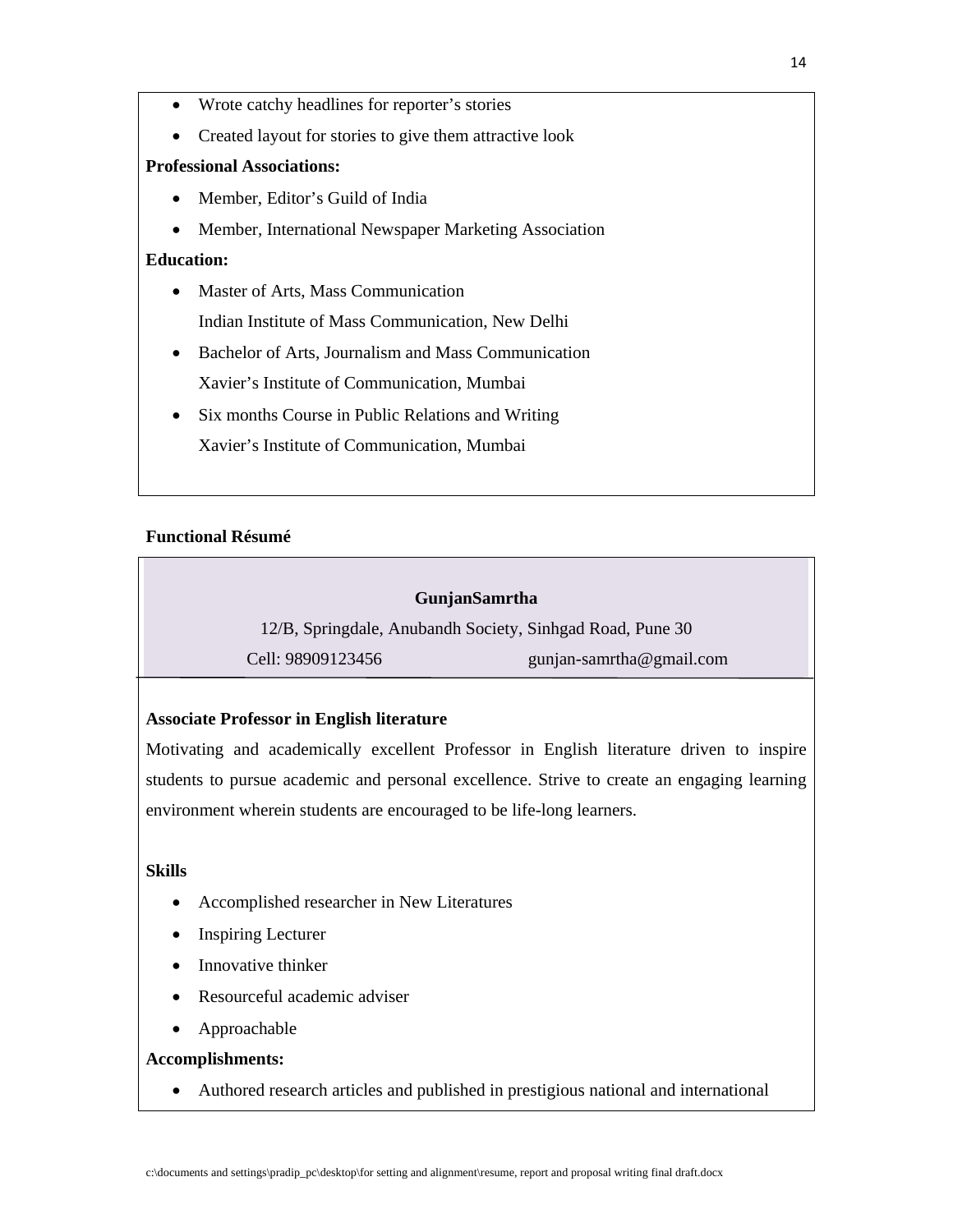- Wrote catchy headlines for reporter's stories
- Created layout for stories to give them attractive look

**Professional Associations:**

- Member, Editor's Guild of India
- Member, International Newspaper Marketing Association

**Education:**

- Master of Arts, Mass Communication
  Indian Institute of Mass Communication, New Delhi
- Bachelor of Arts, Journalism and Mass Communication
  Xavier's Institute of Communication, Mumbai
- Six months Course in Public Relations and Writing
  Xavier's Institute of Communication, Mumbai

**Functional Résumé**

**GunjanSamrtha**

12/B, Springdale, Anubandh Society, Sinhgad Road, Pune 30

Cell: 98909123456 gunjan-samrtha@gmail.com

**Associate Professor in English literature**

Motivating and academically excellent Professor in English literature driven to inspire students to pursue academic and personal excellence. Strive to create an engaging learning environment wherein students are encouraged to be life-long learners.

**Skills**

- Accomplished researcher in New Literatures
- Inspiring Lecturer
- Innovative thinker
- Resourceful academic adviser
- Approachable

**Accomplishments:**

- Authored research articles and published in prestigious national and international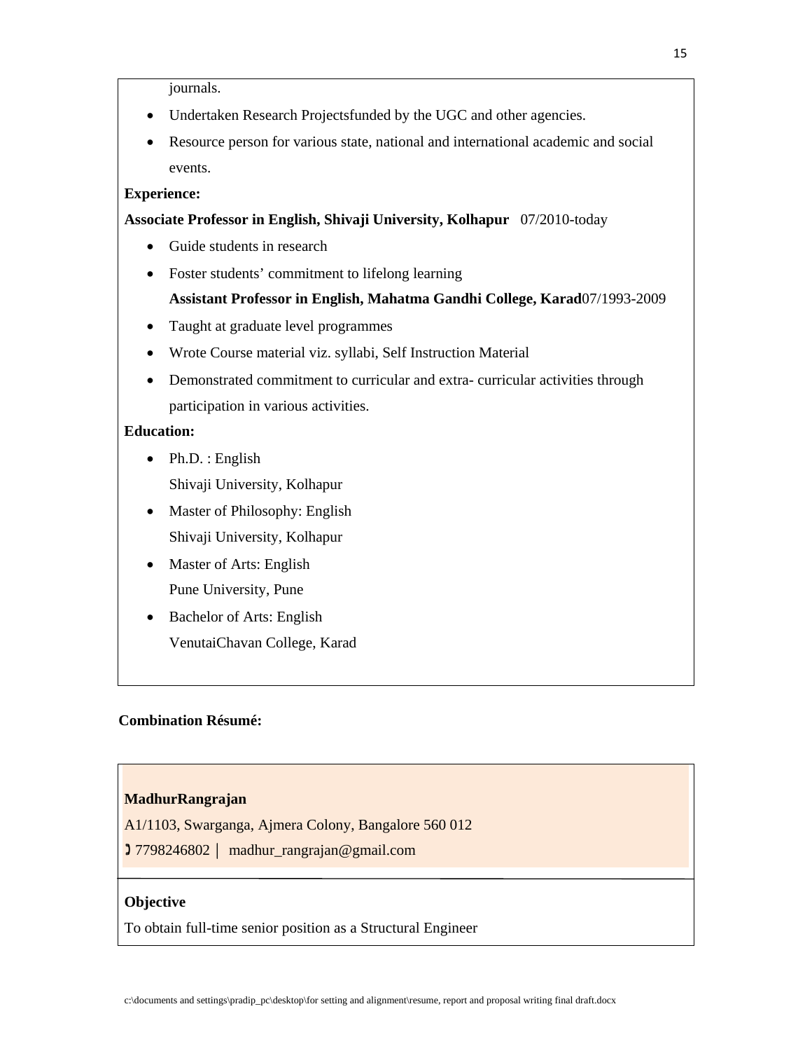journals.

- Undertaken Research Projectsfunded by the UGC and other agencies.
- Resource person for various state, national and international academic and social events.

**Experience:**

**Associate Professor in English, Shivaji University, Kolhapur** 07/2010-today

- Guide students in research
- Foster students' commitment to lifelong learning

  **Assistant Professor in English, Mahatma Gandhi College, Karad**07/1993-2009

- Taught at graduate level programmes
- Wrote Course material viz. syllabi, Self Instruction Material
- Demonstrated commitment to curricular and extra- curricular activities through participation in various activities.

**Education:**

- Ph.D. : English
  Shivaji University, Kolhapur
- Master of Philosophy: English
  Shivaji University, Kolhapur
- Master of Arts: English
  Pune University, Pune
- Bachelor of Arts: English
  VenutaiChavan College, Karad

**Combination Résumé:**

**MadhurRangrajan**

A1/1103, Swarganga, Ajmera Colony, Bangalore 560 012

7798246802 | madhur_rangrajan@gmail.com

**Objective**

To obtain full-time senior position as a Structural Engineer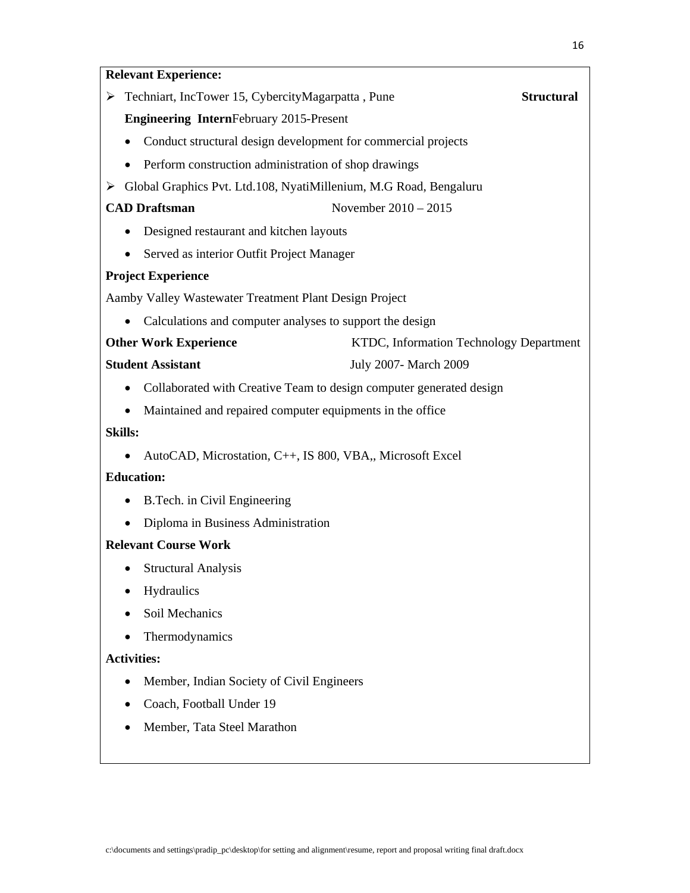**Relevant Experience:**

- Techniart, IncTower 15, CybercityMagarpatta , Pune **Structural Engineering Intern**February 2015-Present
  - Conduct structural design development for commercial projects
  - Perform construction administration of shop drawings
- Global Graphics Pvt. Ltd.108, NyatiMillenium, M.G Road, Bengaluru

**CAD Draftsman** November 2010 – 2015

- Designed restaurant and kitchen layouts
- Served as interior Outfit Project Manager

**Project Experience**

Aamby Valley Wastewater Treatment Plant Design Project

- Calculations and computer analyses to support the design

**Other Work Experience** KTDC, Information Technology Department

**Student Assistant** July 2007- March 2009

- Collaborated with Creative Team to design computer generated design
- Maintained and repaired computer equipments in the office

**Skills:**

- AutoCAD, Microstation, C++, IS 800, VBA,, Microsoft Excel

**Education:**

- B.Tech. in Civil Engineering
- Diploma in Business Administration

**Relevant Course Work**

- Structural Analysis
- Hydraulics
- Soil Mechanics
- Thermodynamics

**Activities:**

- Member, Indian Society of Civil Engineers
- Coach, Football Under 19
- Member, Tata Steel Marathon

c:\documents and settings\pradip_pc\desktop\for setting and alignment\resume, report and proposal writing final draft.docx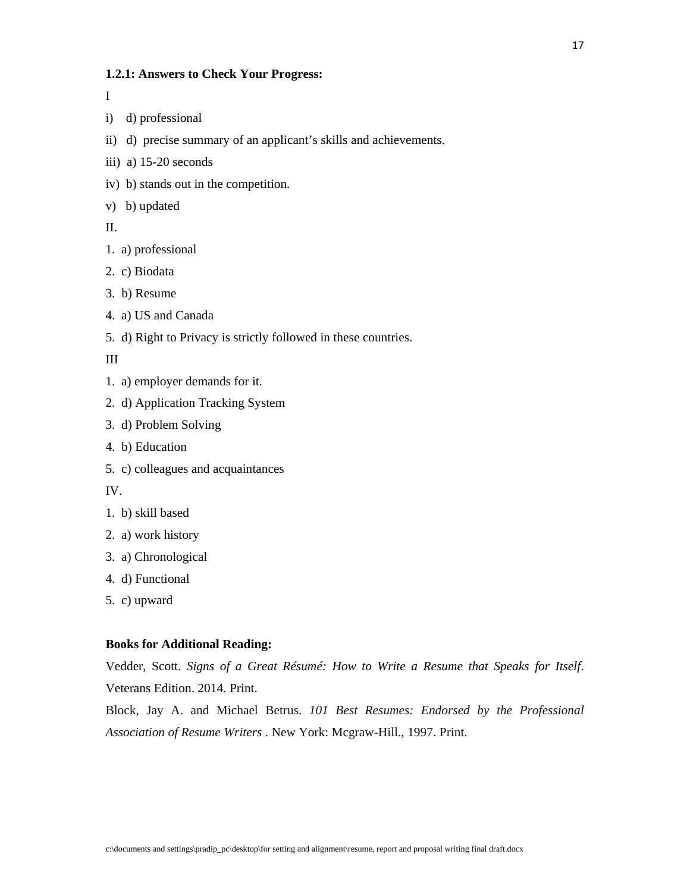**1.2.1: Answers to Check Your Progress:**

I

i) d) professional

ii) d) precise summary of an applicant's skills and achievements.

iii) a) 15-20 seconds

iv) b) stands out in the competition.

v) b) updated

II.

1. a) professional
2. c) Biodata
3. b) Resume
4. a) US and Canada
5. d) Right to Privacy is strictly followed in these countries.

III

1. a) employer demands for it.
2. d) Application Tracking System
3. d) Problem Solving
4. b) Education
5. c) colleagues and acquaintances

IV.

1. b) skill based
2. a) work history
3. a) Chronological
4. d) Functional
5. c) upward

**Books for Additional Reading:**

Vedder, Scott. *Signs of a Great Résumé: How to Write a Resume that Speaks for Itself*. Veterans Edition. 2014. Print.

Block, Jay A. and Michael Betrus. *101 Best Resumes: Endorsed by the Professional Association of Resume Writers* . New York: Mcgraw-Hill., 1997. Print.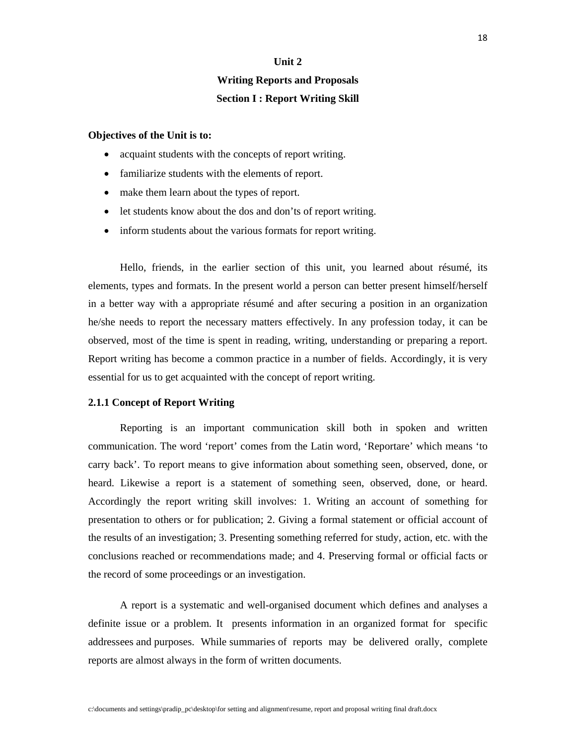# Unit 2

## Writing Reports and Proposals

## Section I : Report Writing Skill

**Objectives of the Unit is to:**

- acquaint students with the concepts of report writing.
- familiarize students with the elements of report.
- make them learn about the types of report.
- let students know about the dos and don’ts of report writing.
- inform students about the various formats for report writing.

Hello, friends, in the earlier section of this unit, you learned about résumé, its elements, types and formats. In the present world a person can better present himself/herself in a better way with a appropriate résumé and after securing a position in an organization he/she needs to report the necessary matters effectively. In any profession today, it can be observed, most of the time is spent in reading, writing, understanding or preparing a report. Report writing has become a common practice in a number of fields. Accordingly, it is very essential for us to get acquainted with the concept of report writing.

### 2.1.1 Concept of Report Writing

Reporting is an important communication skill both in spoken and written communication. The word ‘report’ comes from the Latin word, ‘Reportare’ which means ‘to carry back’. To report means to give information about something seen, observed, done, or heard. Likewise a report is a statement of something seen, observed, done, or heard. Accordingly the report writing skill involves: 1. Writing an account of something for presentation to others or for publication; 2. Giving a formal statement or official account of the results of an investigation; 3. Presenting something referred for study, action, etc. with the conclusions reached or recommendations made; and 4. Preserving formal or official facts or the record of some proceedings or an investigation.

A report is a systematic and well-organised document which defines and analyses a definite issue or a problem. It presents information in an organized format for specific addressees and purposes. While summaries of reports may be delivered orally, complete reports are almost always in the form of written documents.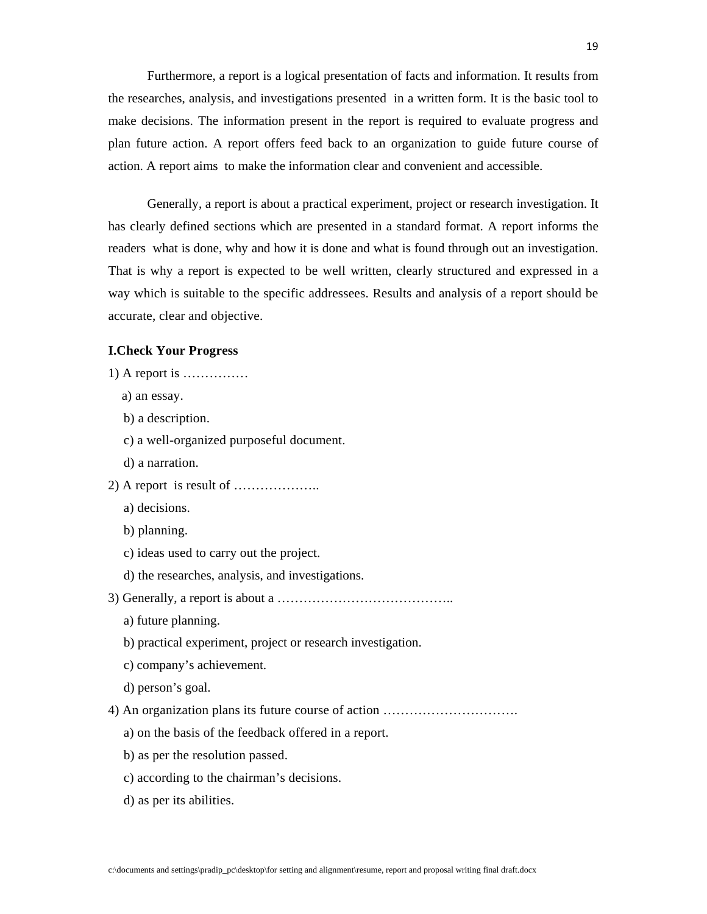Furthermore, a report is a logical presentation of facts and information. It results from the researches, analysis, and investigations presented in a written form. It is the basic tool to make decisions. The information present in the report is required to evaluate progress and plan future action. A report offers feed back to an organization to guide future course of action. A report aims to make the information clear and convenient and accessible.

Generally, a report is about a practical experiment, project or research investigation. It has clearly defined sections which are presented in a standard format. A report informs the readers what is done, why and how it is done and what is found through out an investigation. That is why a report is expected to be well written, clearly structured and expressed in a way which is suitable to the specific addressees. Results and analysis of a report should be accurate, clear and objective.

**I.Check Your Progress**

1) A report is ……………

   a) an essay.

   b) a description.

   c) a well-organized purposeful document.

   d) a narration.

2) A report is result of ………………..

   a) decisions.

   b) planning.

   c) ideas used to carry out the project.

   d) the researches, analysis, and investigations.

3) Generally, a report is about a …………………………………..

   a) future planning.

   b) practical experiment, project or research investigation.

   c) company's achievement.

   d) person's goal.

4) An organization plans its future course of action ………………………….

   a) on the basis of the feedback offered in a report.

   b) as per the resolution passed.

   c) according to the chairman's decisions.

   d) as per its abilities.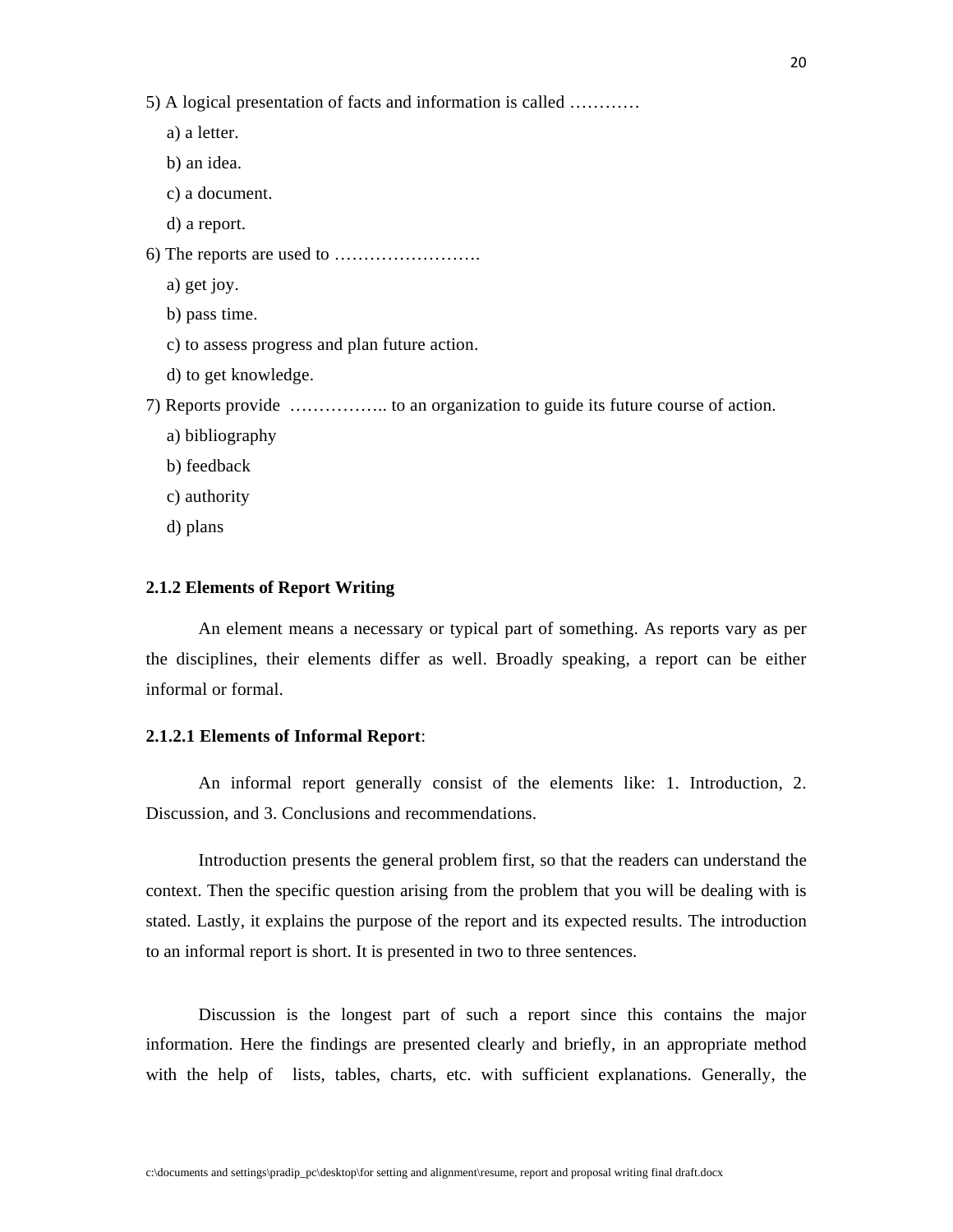5) A logical presentation of facts and information is called …………

a) a letter.

b) an idea.

c) a document.

d) a report.

6) The reports are used to …………………….

a) get joy.

b) pass time.

c) to assess progress and plan future action.

d) to get knowledge.

7) Reports provide …………….. to an organization to guide its future course of action.

a) bibliography

b) feedback

c) authority

d) plans

### 2.1.2 Elements of Report Writing

An element means a necessary or typical part of something. As reports vary as per the disciplines, their elements differ as well. Broadly speaking, a report can be either informal or formal.

#### 2.1.2.1 Elements of Informal Report:

An informal report generally consist of the elements like: 1. Introduction, 2. Discussion, and 3. Conclusions and recommendations.

Introduction presents the general problem first, so that the readers can understand the context. Then the specific question arising from the problem that you will be dealing with is stated. Lastly, it explains the purpose of the report and its expected results. The introduction to an informal report is short. It is presented in two to three sentences.

Discussion is the longest part of such a report since this contains the major information. Here the findings are presented clearly and briefly, in an appropriate method with the help of lists, tables, charts, etc. with sufficient explanations. Generally, the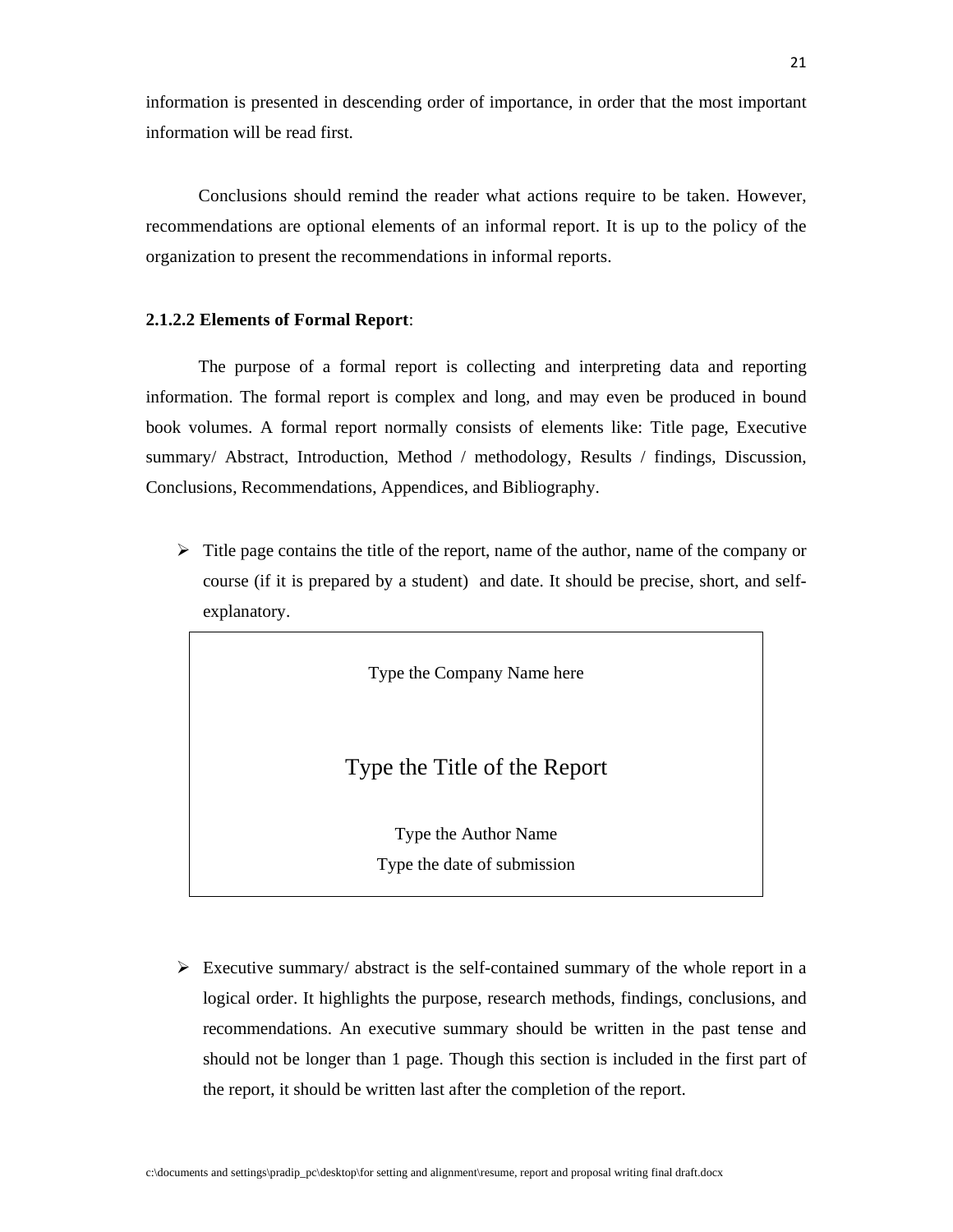information is presented in descending order of importance, in order that the most important information will be read first.

Conclusions should remind the reader what actions require to be taken. However, recommendations are optional elements of an informal report. It is up to the policy of the organization to present the recommendations in informal reports.

**2.1.2.2 Elements of Formal Report**:

The purpose of a formal report is collecting and interpreting data and reporting information. The formal report is complex and long, and may even be produced in bound book volumes. A formal report normally consists of elements like: Title page, Executive summary/ Abstract, Introduction, Method / methodology, Results / findings, Discussion, Conclusions, Recommendations, Appendices, and Bibliography.

- Title page contains the title of the report, name of the author, name of the company or course (if it is prepared by a student) and date. It should be precise, short, and self-explanatory.

> Type the Company Name here
>
> Type the Title of the Report
>
> Type the Author Name
>
> Type the date of submission

- Executive summary/ abstract is the self-contained summary of the whole report in a logical order. It highlights the purpose, research methods, findings, conclusions, and recommendations. An executive summary should be written in the past tense and should not be longer than 1 page. Though this section is included in the first part of the report, it should be written last after the completion of the report.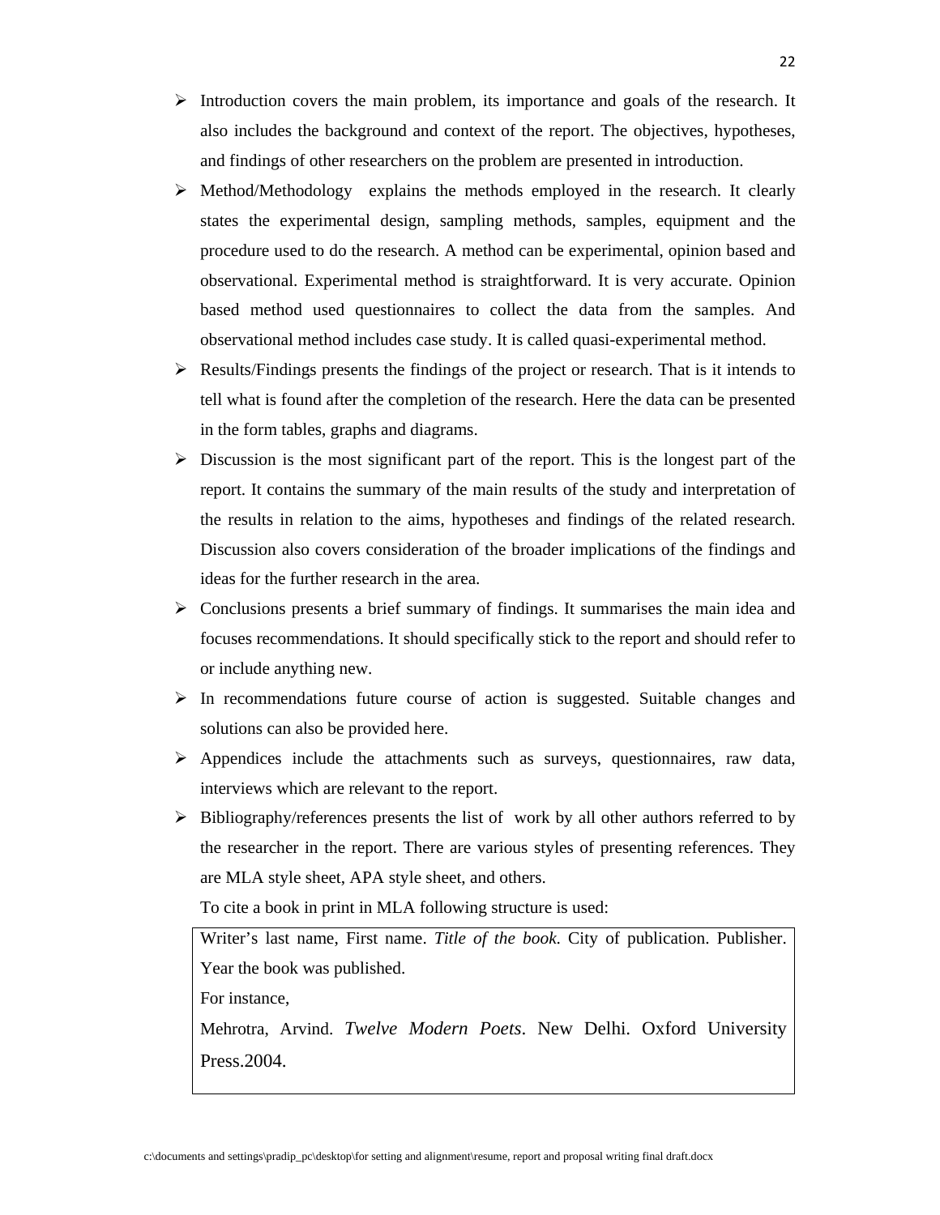- Introduction covers the main problem, its importance and goals of the research. It also includes the background and context of the report. The objectives, hypotheses, and findings of other researchers on the problem are presented in introduction.
- Method/Methodology explains the methods employed in the research. It clearly states the experimental design, sampling methods, samples, equipment and the procedure used to do the research. A method can be experimental, opinion based and observational. Experimental method is straightforward. It is very accurate. Opinion based method used questionnaires to collect the data from the samples. And observational method includes case study. It is called quasi-experimental method.
- Results/Findings presents the findings of the project or research. That is it intends to tell what is found after the completion of the research. Here the data can be presented in the form tables, graphs and diagrams.
- Discussion is the most significant part of the report. This is the longest part of the report. It contains the summary of the main results of the study and interpretation of the results in relation to the aims, hypotheses and findings of the related research. Discussion also covers consideration of the broader implications of the findings and ideas for the further research in the area.
- Conclusions presents a brief summary of findings. It summarises the main idea and focuses recommendations. It should specifically stick to the report and should refer to or include anything new.
- In recommendations future course of action is suggested. Suitable changes and solutions can also be provided here.
- Appendices include the attachments such as surveys, questionnaires, raw data, interviews which are relevant to the report.
- Bibliography/references presents the list of work by all other authors referred to by the researcher in the report. There are various styles of presenting references. They are MLA style sheet, APA style sheet, and others.

  To cite a book in print in MLA following structure is used:

| Writer's last name, First name. *Title of the book.* City of publication. Publisher. Year the book was published.<br>For instance,<br>Mehrotra, Arvind. *Twelve Modern Poets*. New Delhi. Oxford University Press.2004. |
|---|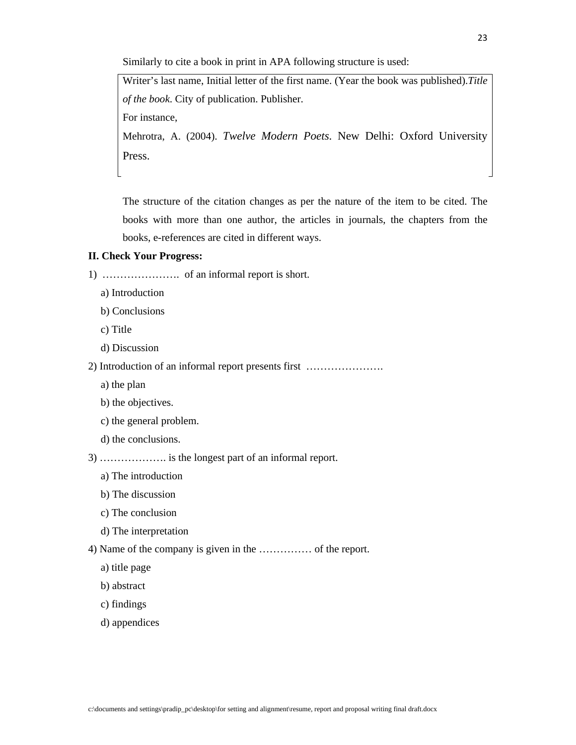Similarly to cite a book in print in APA following structure is used:

> Writer's last name, Initial letter of the first name. (Year the book was published).*Title of the book*. City of publication. Publisher.
>
> For instance,
>
> Mehrotra, A. (2004). *Twelve Modern Poets*. New Delhi: Oxford University Press.

The structure of the citation changes as per the nature of the item to be cited. The books with more than one author, the articles in journals, the chapters from the books, e-references are cited in different ways.

**II. Check Your Progress:**

1) …………………. of an informal report is short.

   a) Introduction

   b) Conclusions

   c) Title

   d) Discussion

2) Introduction of an informal report presents first ………………….

   a) the plan

   b) the objectives.

   c) the general problem.

   d) the conclusions.

3) ………………. is the longest part of an informal report.

   a) The introduction

   b) The discussion

   c) The conclusion

   d) The interpretation

4) Name of the company is given in the …………… of the report.

   a) title page

   b) abstract

   c) findings

   d) appendices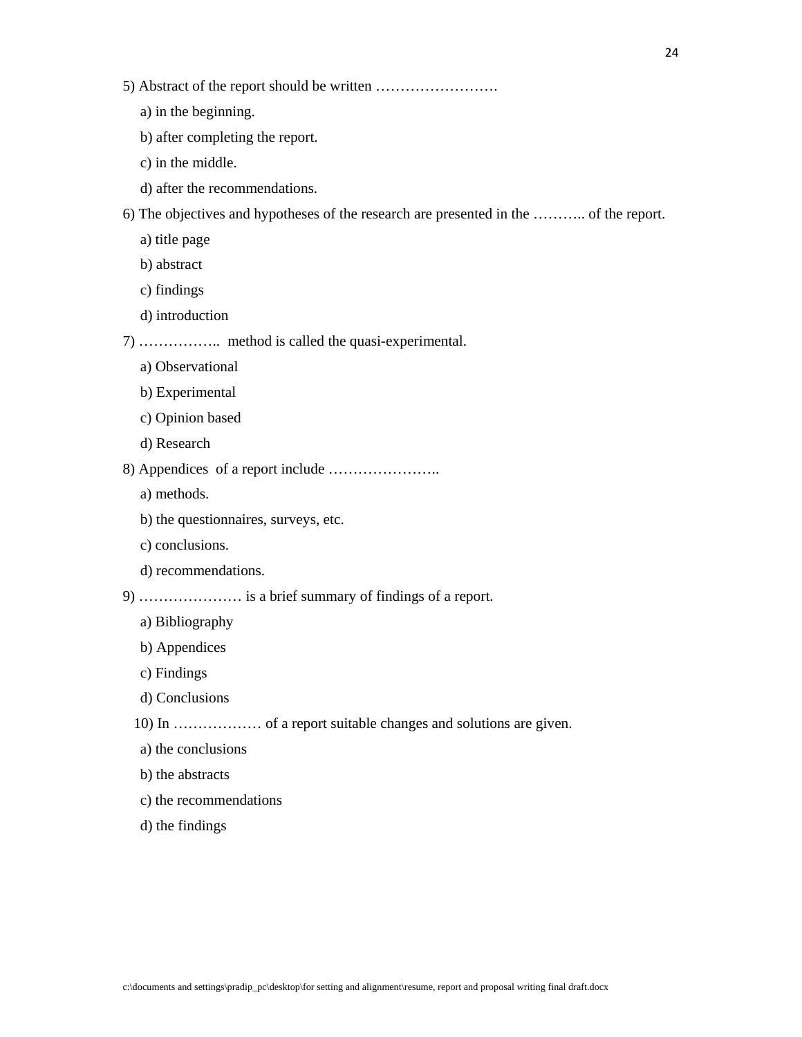5) Abstract of the report should be written …………………….

a) in the beginning.

b) after completing the report.

c) in the middle.

d) after the recommendations.

6) The objectives and hypotheses of the research are presented in the ……….. of the report.

a) title page

b) abstract

c) findings

d) introduction

7) …………….. method is called the quasi-experimental.

a) Observational

b) Experimental

c) Opinion based

d) Research

8) Appendices of a report include …………………..

a) methods.

b) the questionnaires, surveys, etc.

c) conclusions.

d) recommendations.

9) ………………… is a brief summary of findings of a report.

a) Bibliography

b) Appendices

c) Findings

d) Conclusions

10) In ……………… of a report suitable changes and solutions are given.

a) the conclusions

b) the abstracts

c) the recommendations

d) the findings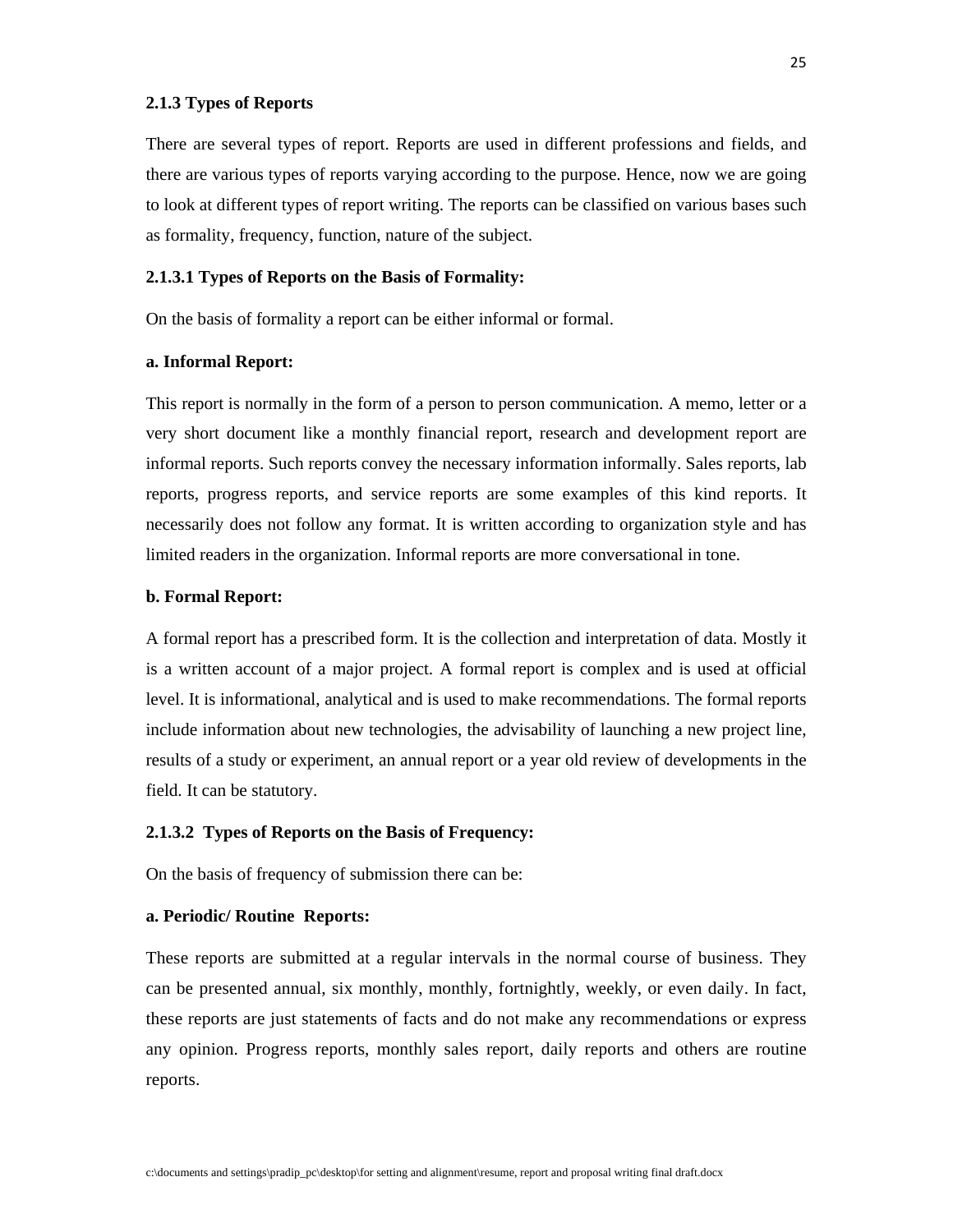### 2.1.3 Types of Reports

There are several types of report. Reports are used in different professions and fields, and there are various types of reports varying according to the purpose. Hence, now we are going to look at different types of report writing. The reports can be classified on various bases such as formality, frequency, function, nature of the subject.

#### 2.1.3.1 Types of Reports on the Basis of Formality:

On the basis of formality a report can be either informal or formal.

**a. Informal Report:**

This report is normally in the form of a person to person communication. A memo, letter or a very short document like a monthly financial report, research and development report are informal reports. Such reports convey the necessary information informally. Sales reports, lab reports, progress reports, and service reports are some examples of this kind reports. It necessarily does not follow any format. It is written according to organization style and has limited readers in the organization. Informal reports are more conversational in tone.

**b. Formal Report:**

A formal report has a prescribed form. It is the collection and interpretation of data. Mostly it is a written account of a major project. A formal report is complex and is used at official level. It is informational, analytical and is used to make recommendations. The formal reports include information about new technologies, the advisability of launching a new project line, results of a study or experiment, an annual report or a year old review of developments in the field. It can be statutory.

#### 2.1.3.2 Types of Reports on the Basis of Frequency:

On the basis of frequency of submission there can be:

**a. Periodic/ Routine Reports:**

These reports are submitted at a regular intervals in the normal course of business. They can be presented annual, six monthly, monthly, fortnightly, weekly, or even daily. In fact, these reports are just statements of facts and do not make any recommendations or express any opinion. Progress reports, monthly sales report, daily reports and others are routine reports.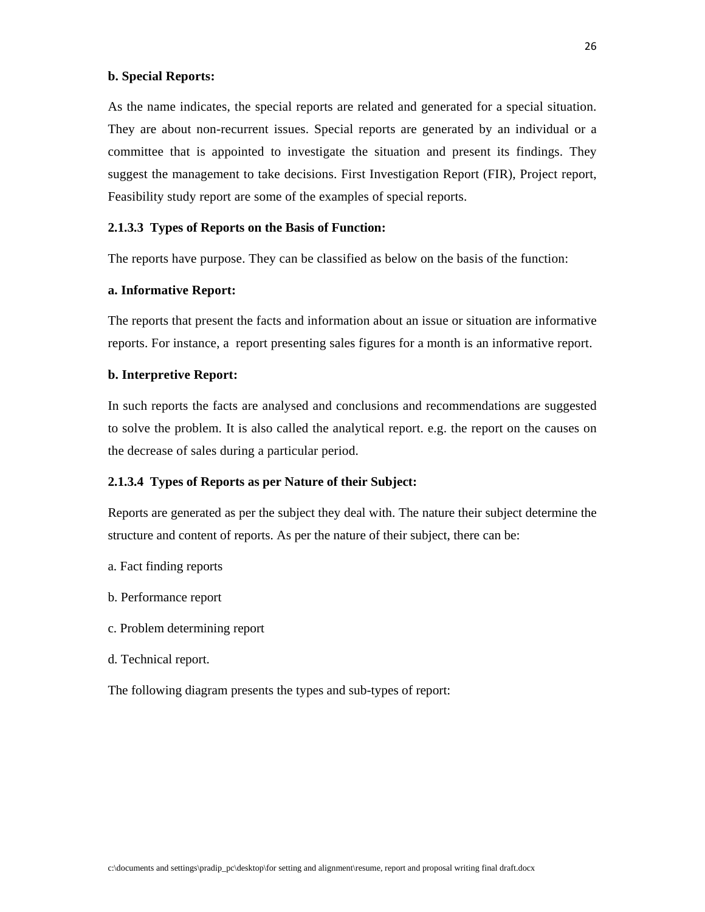**b. Special Reports:**

As the name indicates, the special reports are related and generated for a special situation. They are about non-recurrent issues. Special reports are generated by an individual or a committee that is appointed to investigate the situation and present its findings. They suggest the management to take decisions. First Investigation Report (FIR), Project report, Feasibility study report are some of the examples of special reports.

#### 2.1.3.3 Types of Reports on the Basis of Function:

The reports have purpose. They can be classified as below on the basis of the function:

**a. Informative Report:**

The reports that present the facts and information about an issue or situation are informative reports. For instance, a report presenting sales figures for a month is an informative report.

**b. Interpretive Report:**

In such reports the facts are analysed and conclusions and recommendations are suggested to solve the problem. It is also called the analytical report. e.g. the report on the causes on the decrease of sales during a particular period.

#### 2.1.3.4 Types of Reports as per Nature of their Subject:

Reports are generated as per the subject they deal with. The nature their subject determine the structure and content of reports. As per the nature of their subject, there can be:

a. Fact finding reports

b. Performance report

c. Problem determining report

d. Technical report.

The following diagram presents the types and sub-types of report: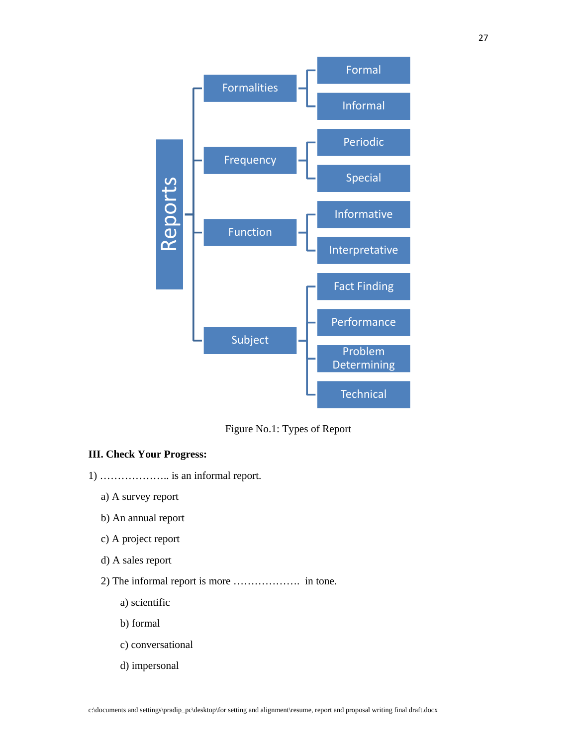- Reports
  - Formalities
    - Formal
    - Informal
  - Frequency
    - Periodic
    - Special
  - Function
    - Informative
    - Interpretative
  - Subject
    - Fact Finding
    - Performance
    - Problem Determining
    - Technical

Figure No.1: Types of Report

**III. Check Your Progress:**

1) ……………….. is an informal report.

a) A survey report

b) An annual report

c) A project report

d) A sales report

2) The informal report is more ………………. in tone.

a) scientific

b) formal

c) conversational

d) impersonal

c:\documents and settings\pradip_pc\desktop\for setting and alignment\resume, report and proposal writing final draft.docx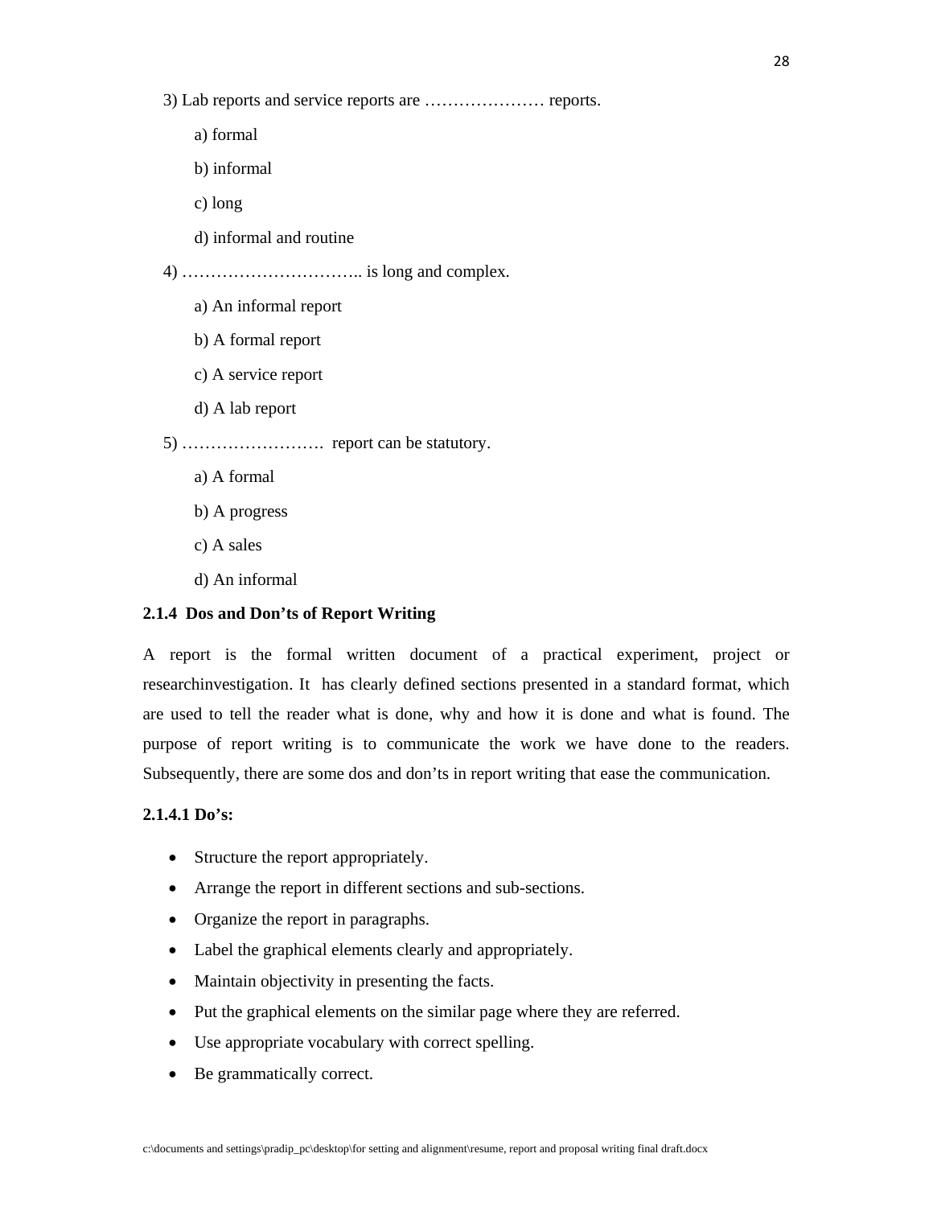3) Lab reports and service reports are ………………… reports.

a) formal

b) informal

c) long

d) informal and routine

4) ………………………….. is long and complex.

a) An informal report

b) A formal report

c) A service report

d) A lab report

5) ……………………. report can be statutory.

a) A formal

b) A progress

c) A sales

d) An informal

### 2.1.4 Dos and Don'ts of Report Writing

A report is the formal written document of a practical experiment, project or researchinvestigation. It has clearly defined sections presented in a standard format, which are used to tell the reader what is done, why and how it is done and what is found. The purpose of report writing is to communicate the work we have done to the readers. Subsequently, there are some dos and don'ts in report writing that ease the communication.

#### 2.1.4.1 Do's:

- Structure the report appropriately.
- Arrange the report in different sections and sub-sections.
- Organize the report in paragraphs.
- Label the graphical elements clearly and appropriately.
- Maintain objectivity in presenting the facts.
- Put the graphical elements on the similar page where they are referred.
- Use appropriate vocabulary with correct spelling.
- Be grammatically correct.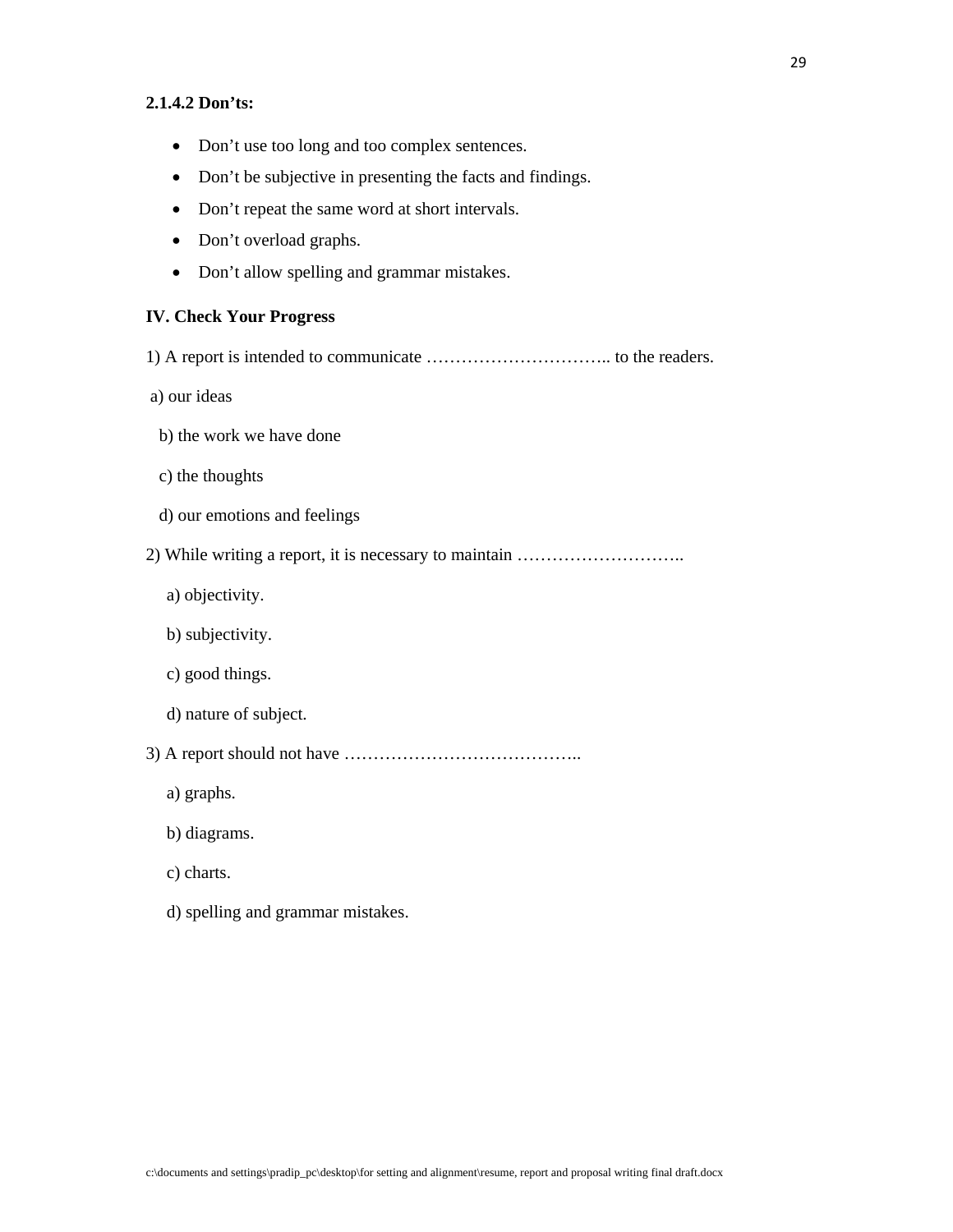**2.1.4.2 Don’ts:**

- Don’t use too long and too complex sentences.
- Don’t be subjective in presenting the facts and findings.
- Don’t repeat the same word at short intervals.
- Don’t overload graphs.
- Don’t allow spelling and grammar mistakes.

**IV. Check Your Progress**

1) A report is intended to communicate ………………………….. to the readers.

a) our ideas

b) the work we have done

c) the thoughts

d) our emotions and feelings

2) While writing a report, it is necessary to maintain ………………………..

a) objectivity.

b) subjectivity.

c) good things.

d) nature of subject.

3) A report should not have …………………………………..

a) graphs.

b) diagrams.

c) charts.

d) spelling and grammar mistakes.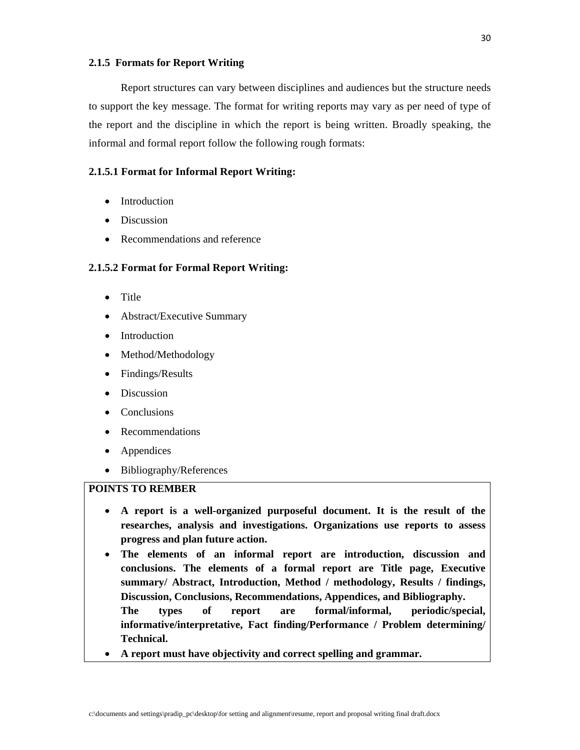### 2.1.5 Formats for Report Writing

Report structures can vary between disciplines and audiences but the structure needs to support the key message. The format for writing reports may vary as per need of type of the report and the discipline in which the report is being written. Broadly speaking, the informal and formal report follow the following rough formats:

#### 2.1.5.1 Format for Informal Report Writing:

- Introduction
- Discussion
- Recommendations and reference

#### 2.1.5.2 Format for Formal Report Writing:

- Title
- Abstract/Executive Summary
- Introduction
- Method/Methodology
- Findings/Results
- Discussion
- Conclusions
- Recommendations
- Appendices
- Bibliography/References

**POINTS TO REMBER**

- **A report is a well-organized purposeful document. It is the result of the researches, analysis and investigations. Organizations use reports to assess progress and plan future action.**
- **The elements of an informal report are introduction, discussion and conclusions. The elements of a formal report are Title page, Executive summary/ Abstract, Introduction, Method / methodology, Results / findings, Discussion, Conclusions, Recommendations, Appendices, and Bibliography.**
  **The types of report are formal/informal, periodic/special, informative/interpretative, Fact finding/Performance / Problem determining/ Technical.**
- **A report must have objectivity and correct spelling and grammar.**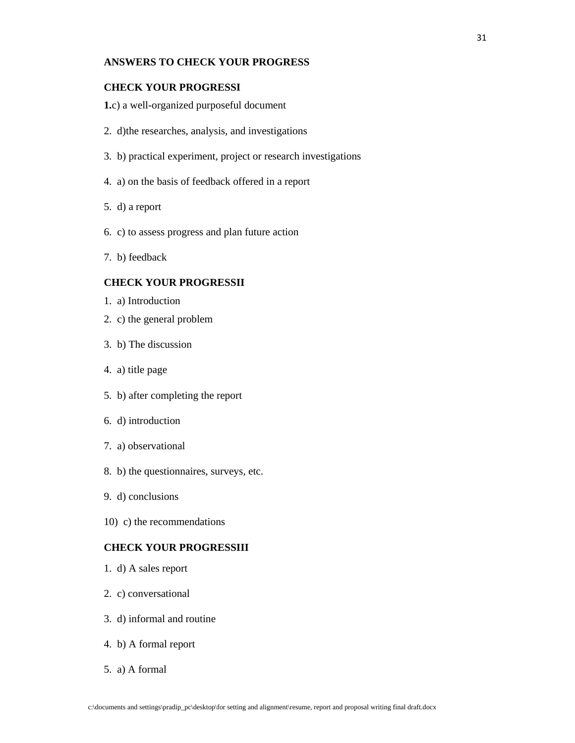**ANSWERS TO CHECK YOUR PROGRESS**

**CHECK YOUR PROGRESSI**

**1.**c) a well-organized purposeful document

2. d)the researches, analysis, and investigations

3. b) practical experiment, project or research investigations

4. a) on the basis of feedback offered in a report

5. d) a report

6. c) to assess progress and plan future action

7. b) feedback

**CHECK YOUR PROGRESSII**

1. a) Introduction

2. c) the general problem

3. b) The discussion

4. a) title page

5. b) after completing the report

6. d) introduction

7. a) observational

8. b) the questionnaires, surveys, etc.

9. d) conclusions

10) c) the recommendations

**CHECK YOUR PROGRESSIII**

1. d) A sales report

2. c) conversational

3. d) informal and routine

4. b) A formal report

5. a) A formal

c:\documents and settings\pradip_pc\desktop\for setting and alignment\resume, report and proposal writing final draft.docx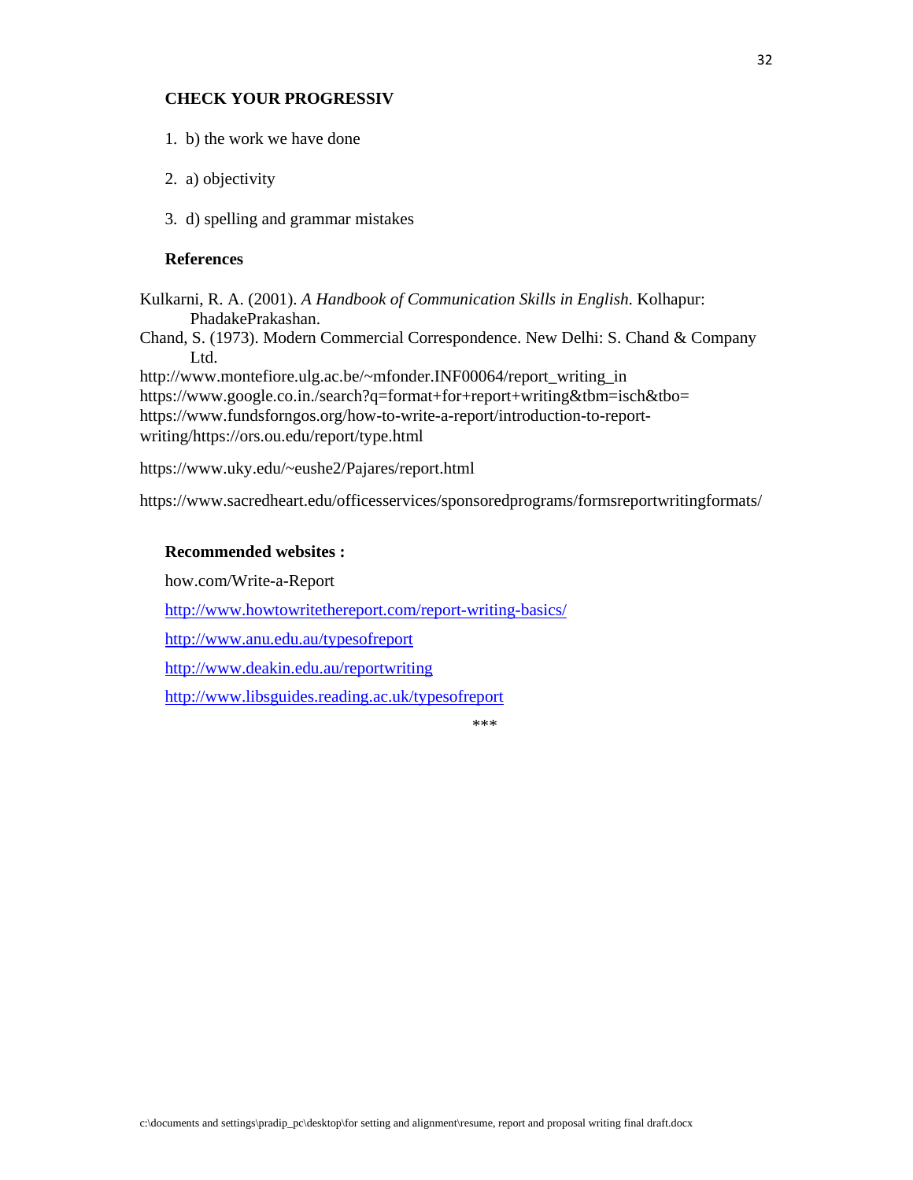**CHECK YOUR PROGRESSIV**

1. b) the work we have done

2. a) objectivity

3. d) spelling and grammar mistakes

**References**

Kulkarni, R. A. (2001). *A Handbook of Communication Skills in English*. Kolhapur: PhadakePrakashan.

Chand, S. (1973). Modern Commercial Correspondence. New Delhi: S. Chand & Company Ltd.

http://www.montefiore.ulg.ac.be/~mfonder.INF00064/report_writing_in

https://www.google.co.in./search?q=format+for+report+writing&tbm=isch&tbo=

https://www.fundsforngos.org/how-to-write-a-report/introduction-to-report-writing/https://ors.ou.edu/report/type.html

https://www.uky.edu/~eushe2/Pajares/report.html

https://www.sacredheart.edu/officesservices/sponsoredprograms/formsreportwritingformats/

**Recommended websites :**

how.com/Write-a-Report

http://www.howtowritethereport.com/report-writing-basics/

http://www.anu.edu.au/typesofreport

http://www.deakin.edu.au/reportwriting

http://www.libsguides.reading.ac.uk/typesofreport

***

c:\documents and settings\pradip_pc\desktop\for setting and alignment\resume, report and proposal writing final draft.docx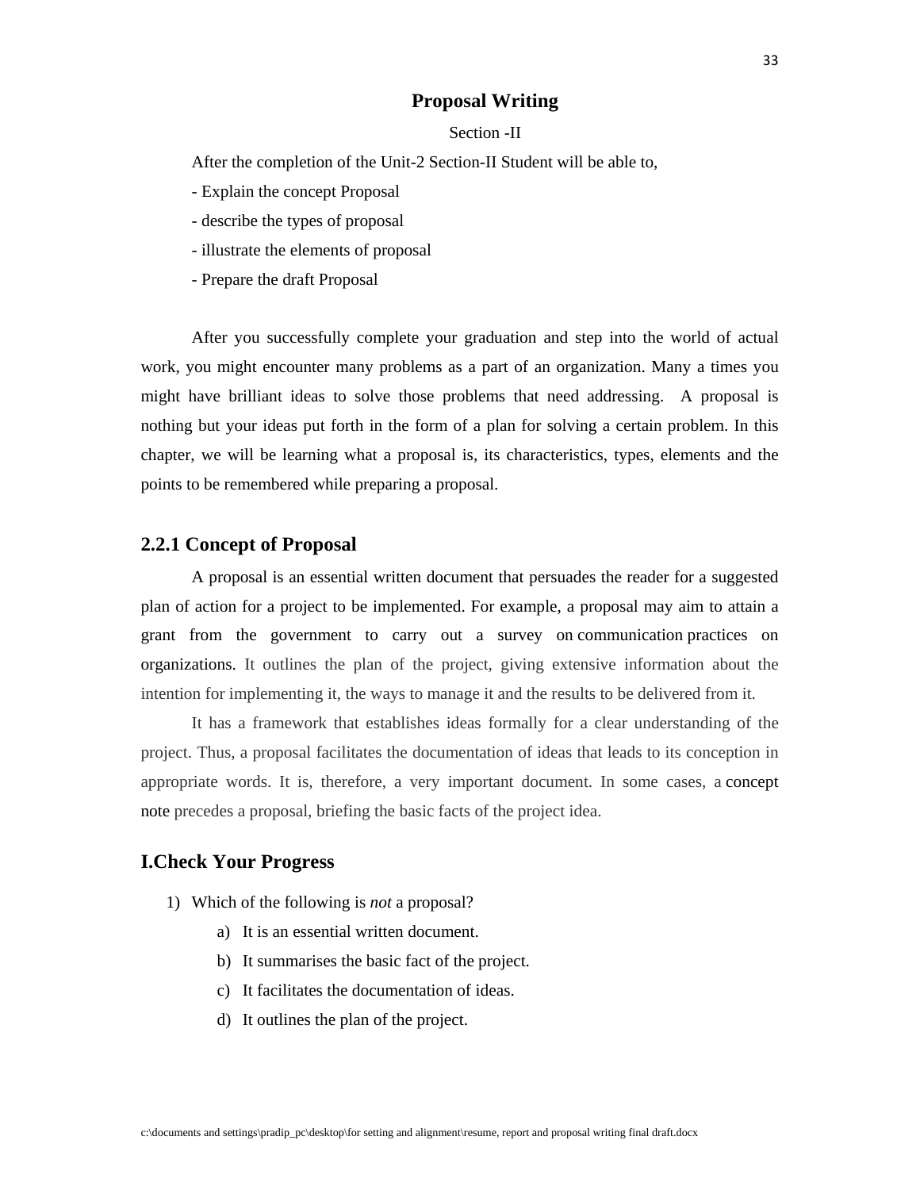# Proposal Writing

Section -II

After the completion of the Unit-2 Section-II Student will be able to,

- Explain the concept Proposal
- describe the types of proposal
- illustrate the elements of proposal
- Prepare the draft Proposal

After you successfully complete your graduation and step into the world of actual work, you might encounter many problems as a part of an organization. Many a times you might have brilliant ideas to solve those problems that need addressing. A proposal is nothing but your ideas put forth in the form of a plan for solving a certain problem. In this chapter, we will be learning what a proposal is, its characteristics, types, elements and the points to be remembered while preparing a proposal.

## 2.2.1 Concept of Proposal

A proposal is an essential written document that persuades the reader for a suggested plan of action for a project to be implemented. For example, a proposal may aim to attain a grant from the government to carry out a survey on communication practices on organizations. It outlines the plan of the project, giving extensive information about the intention for implementing it, the ways to manage it and the results to be delivered from it.

It has a framework that establishes ideas formally for a clear understanding of the project. Thus, a proposal facilitates the documentation of ideas that leads to its conception in appropriate words. It is, therefore, a very important document. In some cases, a concept note precedes a proposal, briefing the basic facts of the project idea.

## I.Check Your Progress

1) Which of the following is *not* a proposal?
   a) It is an essential written document.
   b) It summarises the basic fact of the project.
   c) It facilitates the documentation of ideas.
   d) It outlines the plan of the project.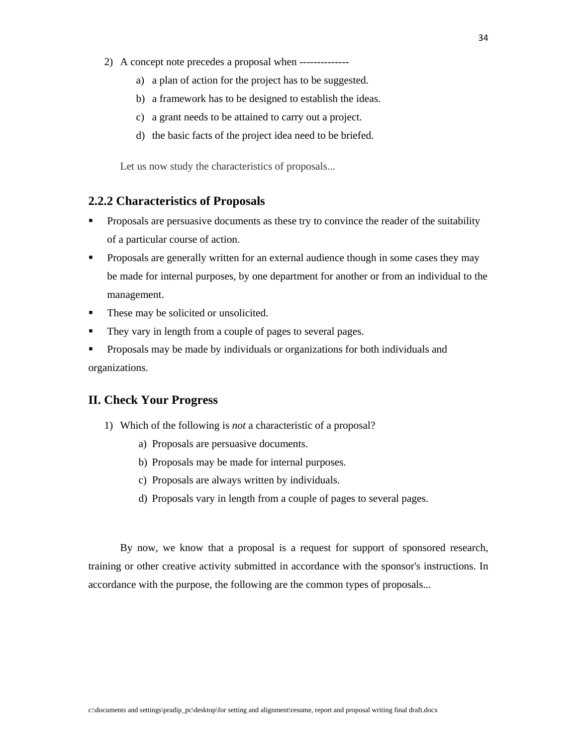2) A concept note precedes a proposal when --------------
   a) a plan of action for the project has to be suggested.
   b) a framework has to be designed to establish the ideas.
   c) a grant needs to be attained to carry out a project.
   d) the basic facts of the project idea need to be briefed.

Let us now study the characteristics of proposals...

## 2.2.2 Characteristics of Proposals

- Proposals are persuasive documents as these try to convince the reader of the suitability of a particular course of action.
- Proposals are generally written for an external audience though in some cases they may be made for internal purposes, by one department for another or from an individual to the management.
- These may be solicited or unsolicited.
- They vary in length from a couple of pages to several pages.
- Proposals may be made by individuals or organizations for both individuals and organizations.

## II. Check Your Progress

1) Which of the following is *not* a characteristic of a proposal?
   a) Proposals are persuasive documents.
   b) Proposals may be made for internal purposes.
   c) Proposals are always written by individuals.
   d) Proposals vary in length from a couple of pages to several pages.

By now, we know that a proposal is a request for support of sponsored research, training or other creative activity submitted in accordance with the sponsor's instructions. In accordance with the purpose, the following are the common types of proposals...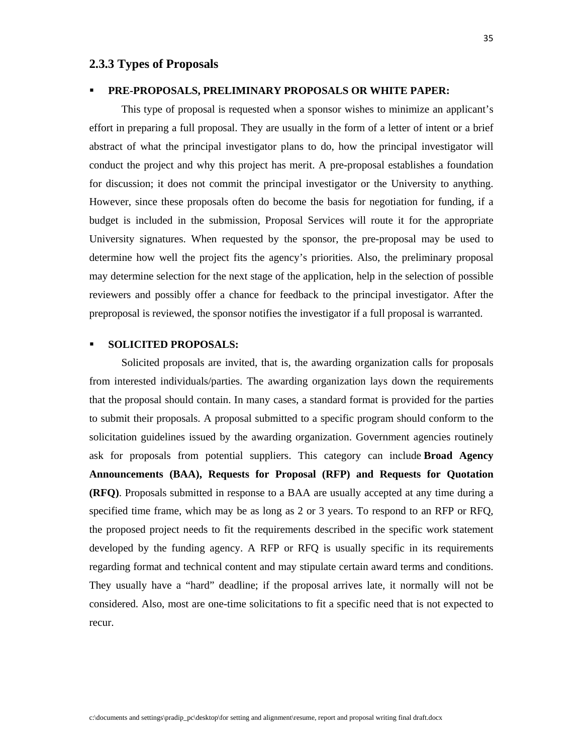### 2.3.3 Types of Proposals

- **PRE-PROPOSALS, PRELIMINARY PROPOSALS OR WHITE PAPER:**

This type of proposal is requested when a sponsor wishes to minimize an applicant's effort in preparing a full proposal. They are usually in the form of a letter of intent or a brief abstract of what the principal investigator plans to do, how the principal investigator will conduct the project and why this project has merit. A pre-proposal establishes a foundation for discussion; it does not commit the principal investigator or the University to anything. However, since these proposals often do become the basis for negotiation for funding, if a budget is included in the submission, Proposal Services will route it for the appropriate University signatures. When requested by the sponsor, the pre-proposal may be used to determine how well the project fits the agency's priorities. Also, the preliminary proposal may determine selection for the next stage of the application, help in the selection of possible reviewers and possibly offer a chance for feedback to the principal investigator. After the preproposal is reviewed, the sponsor notifies the investigator if a full proposal is warranted.

- **SOLICITED PROPOSALS:**

Solicited proposals are invited, that is, the awarding organization calls for proposals from interested individuals/parties. The awarding organization lays down the requirements that the proposal should contain. In many cases, a standard format is provided for the parties to submit their proposals. A proposal submitted to a specific program should conform to the solicitation guidelines issued by the awarding organization. Government agencies routinely ask for proposals from potential suppliers. This category can include **Broad Agency Announcements (BAA), Requests for Proposal (RFP) and Requests for Quotation (RFQ)**. Proposals submitted in response to a BAA are usually accepted at any time during a specified time frame, which may be as long as 2 or 3 years. To respond to an RFP or RFQ, the proposed project needs to fit the requirements described in the specific work statement developed by the funding agency. A RFP or RFQ is usually specific in its requirements regarding format and technical content and may stipulate certain award terms and conditions. They usually have a "hard" deadline; if the proposal arrives late, it normally will not be considered. Also, most are one-time solicitations to fit a specific need that is not expected to recur.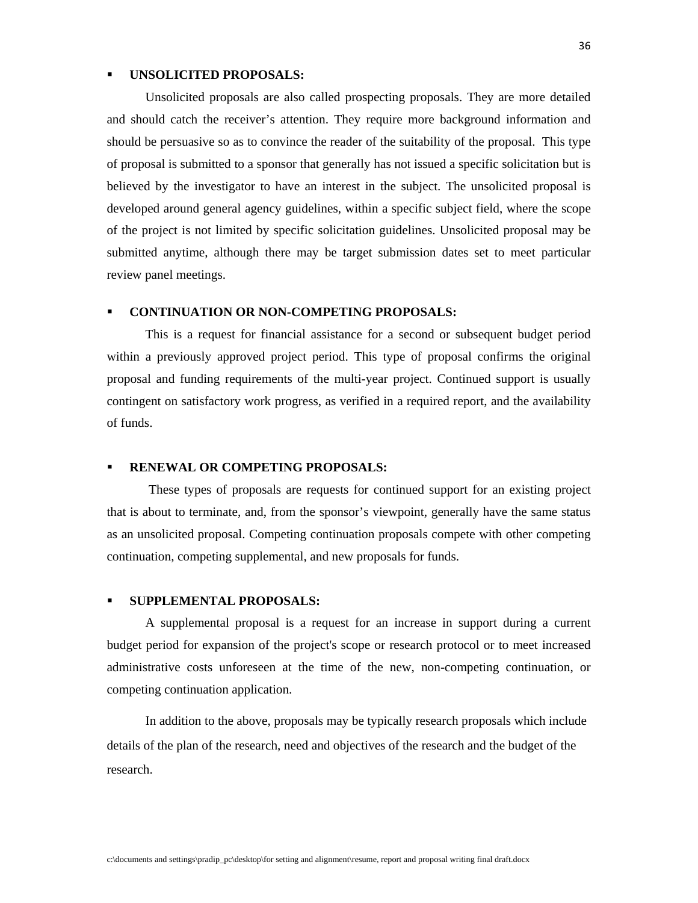- **UNSOLICITED PROPOSALS:**

Unsolicited proposals are also called prospecting proposals. They are more detailed and should catch the receiver's attention. They require more background information and should be persuasive so as to convince the reader of the suitability of the proposal. This type of proposal is submitted to a sponsor that generally has not issued a specific solicitation but is believed by the investigator to have an interest in the subject. The unsolicited proposal is developed around general agency guidelines, within a specific subject field, where the scope of the project is not limited by specific solicitation guidelines. Unsolicited proposal may be submitted anytime, although there may be target submission dates set to meet particular review panel meetings.

- **CONTINUATION OR NON-COMPETING PROPOSALS:**

This is a request for financial assistance for a second or subsequent budget period within a previously approved project period. This type of proposal confirms the original proposal and funding requirements of the multi-year project. Continued support is usually contingent on satisfactory work progress, as verified in a required report, and the availability of funds.

- **RENEWAL OR COMPETING PROPOSALS:**

These types of proposals are requests for continued support for an existing project that is about to terminate, and, from the sponsor's viewpoint, generally have the same status as an unsolicited proposal. Competing continuation proposals compete with other competing continuation, competing supplemental, and new proposals for funds.

- **SUPPLEMENTAL PROPOSALS:**

A supplemental proposal is a request for an increase in support during a current budget period for expansion of the project's scope or research protocol or to meet increased administrative costs unforeseen at the time of the new, non-competing continuation, or competing continuation application.

In addition to the above, proposals may be typically research proposals which include details of the plan of the research, need and objectives of the research and the budget of the research.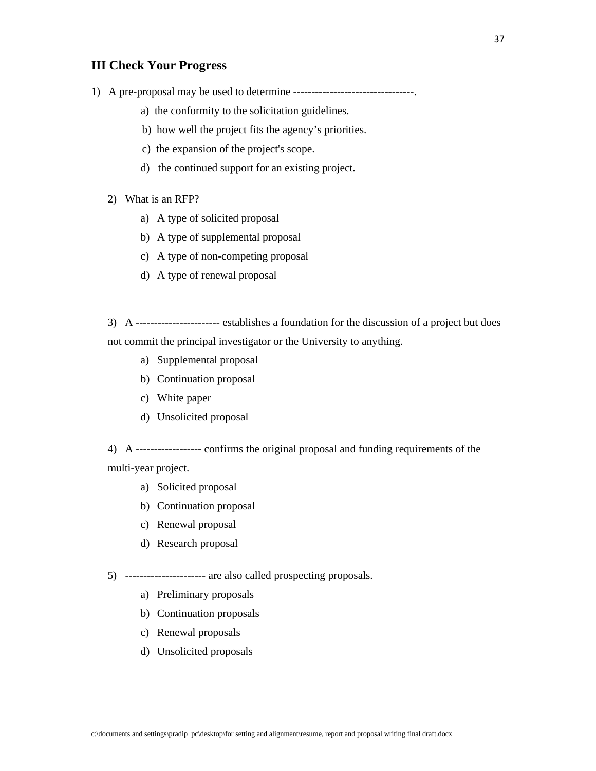### III Check Your Progress

1) A pre-proposal may be used to determine --------------------------------.
   - a) the conformity to the solicitation guidelines.
   - b) how well the project fits the agency's priorities.
   - c) the expansion of the project's scope.
   - d) the continued support for an existing project.

2) What is an RFP?
   - a) A type of solicited proposal
   - b) A type of supplemental proposal
   - c) A type of non-competing proposal
   - d) A type of renewal proposal

3) A ---------------------- establishes a foundation for the discussion of a project but does not commit the principal investigator or the University to anything.
   - a) Supplemental proposal
   - b) Continuation proposal
   - c) White paper
   - d) Unsolicited proposal

4) A ----------------- confirms the original proposal and funding requirements of the multi-year project.
   - a) Solicited proposal
   - b) Continuation proposal
   - c) Renewal proposal
   - d) Research proposal

5) --------------------- are also called prospecting proposals.
   - a) Preliminary proposals
   - b) Continuation proposals
   - c) Renewal proposals
   - d) Unsolicited proposals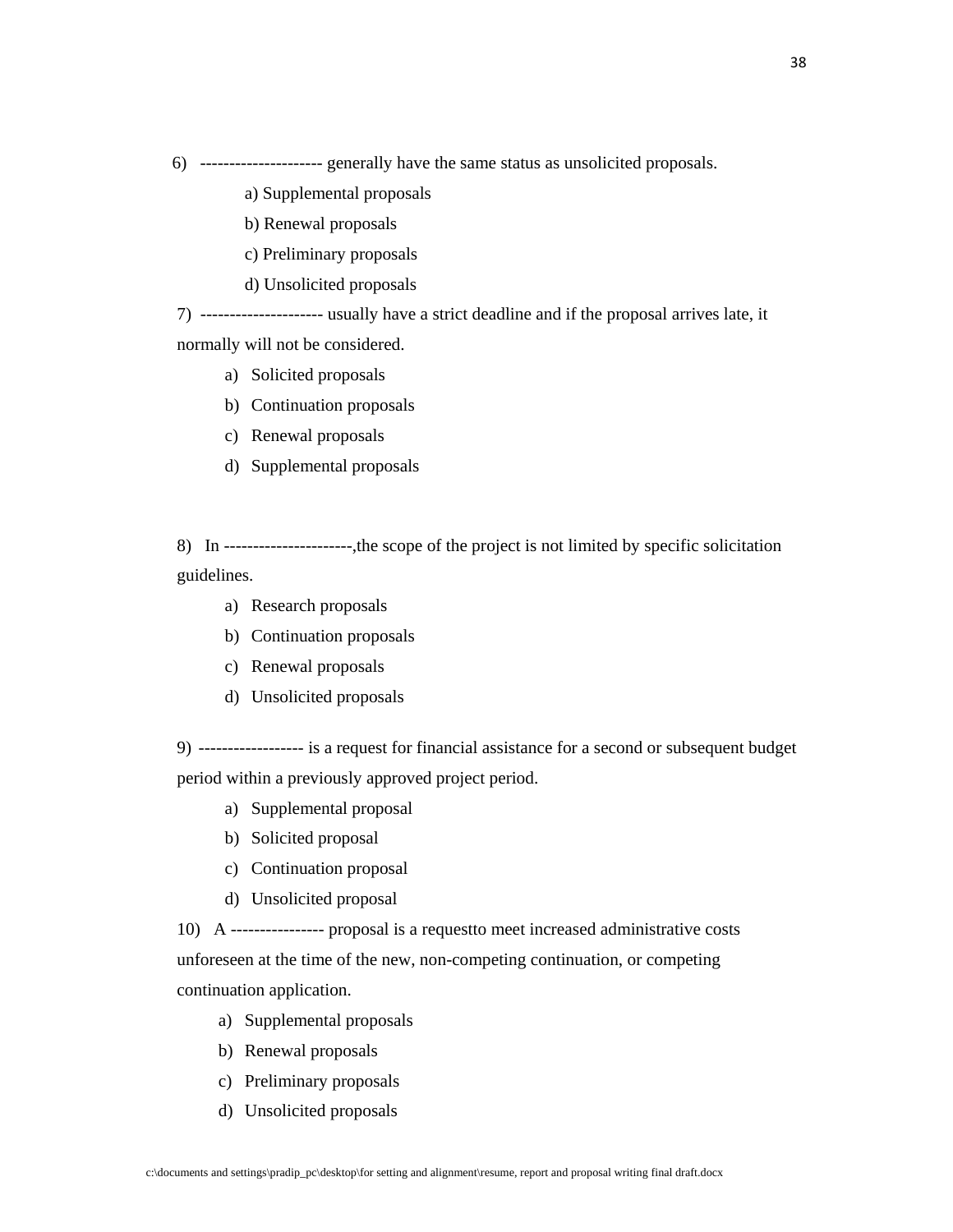6) -------------------- generally have the same status as unsolicited proposals.

a) Supplemental proposals
b) Renewal proposals
c) Preliminary proposals
d) Unsolicited proposals

7) -------------------- usually have a strict deadline and if the proposal arrives late, it normally will not be considered.

a) Solicited proposals
b) Continuation proposals
c) Renewal proposals
d) Supplemental proposals

8) In ---------------------,the scope of the project is not limited by specific solicitation guidelines.

a) Research proposals
b) Continuation proposals
c) Renewal proposals
d) Unsolicited proposals

9) ----------------- is a request for financial assistance for a second or subsequent budget period within a previously approved project period.

a) Supplemental proposal
b) Solicited proposal
c) Continuation proposal
d) Unsolicited proposal

10) A --------------- proposal is a requestto meet increased administrative costs unforeseen at the time of the new, non-competing continuation, or competing continuation application.

a) Supplemental proposals
b) Renewal proposals
c) Preliminary proposals
d) Unsolicited proposals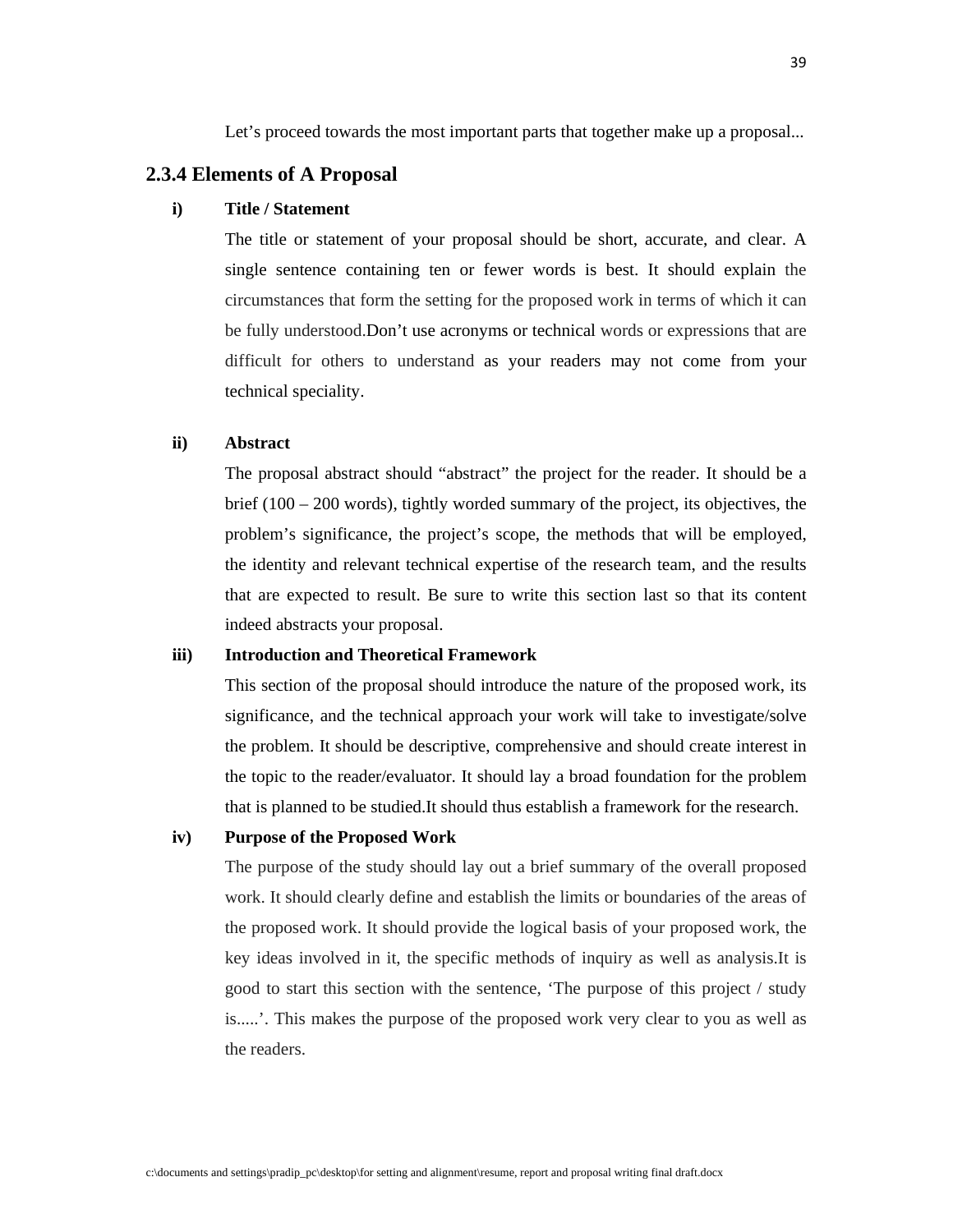Let's proceed towards the most important parts that together make up a proposal...

### 2.3.4 Elements of A Proposal

**i) Title / Statement**

The title or statement of your proposal should be short, accurate, and clear. A single sentence containing ten or fewer words is best. It should explain the circumstances that form the setting for the proposed work in terms of which it can be fully understood.Don't use acronyms or technical words or expressions that are difficult for others to understand as your readers may not come from your technical speciality.

**ii) Abstract**

The proposal abstract should "abstract" the project for the reader. It should be a brief (100 – 200 words), tightly worded summary of the project, its objectives, the problem's significance, the project's scope, the methods that will be employed, the identity and relevant technical expertise of the research team, and the results that are expected to result. Be sure to write this section last so that its content indeed abstracts your proposal.

**iii) Introduction and Theoretical Framework**

This section of the proposal should introduce the nature of the proposed work, its significance, and the technical approach your work will take to investigate/solve the problem. It should be descriptive, comprehensive and should create interest in the topic to the reader/evaluator. It should lay a broad foundation for the problem that is planned to be studied.It should thus establish a framework for the research.

**iv) Purpose of the Proposed Work**

The purpose of the study should lay out a brief summary of the overall proposed work. It should clearly define and establish the limits or boundaries of the areas of the proposed work. It should provide the logical basis of your proposed work, the key ideas involved in it, the specific methods of inquiry as well as analysis.It is good to start this section with the sentence, 'The purpose of this project / study is.....'. This makes the purpose of the proposed work very clear to you as well as the readers.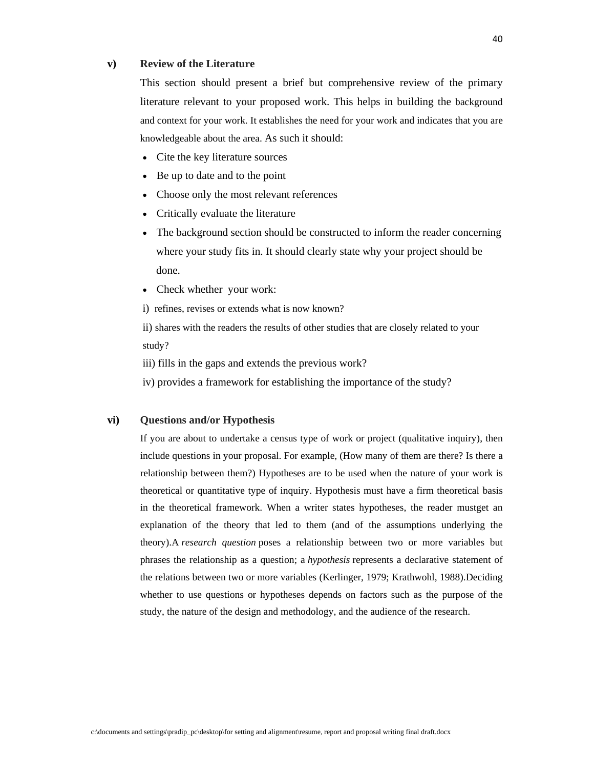**v) Review of the Literature**

This section should present a brief but comprehensive review of the primary literature relevant to your proposed work. This helps in building the background and context for your work. It establishes the need for your work and indicates that you are knowledgeable about the area. As such it should:

- Cite the key literature sources
- Be up to date and to the point
- Choose only the most relevant references
- Critically evaluate the literature
- The background section should be constructed to inform the reader concerning where your study fits in. It should clearly state why your project should be done.
- Check whether your work:

i) refines, revises or extends what is now known?

ii) shares with the readers the results of other studies that are closely related to your study?

iii) fills in the gaps and extends the previous work?

iv) provides a framework for establishing the importance of the study?

**vi) Questions and/or Hypothesis**

If you are about to undertake a census type of work or project (qualitative inquiry), then include questions in your proposal. For example, (How many of them are there? Is there a relationship between them?) Hypotheses are to be used when the nature of your work is theoretical or quantitative type of inquiry. Hypothesis must have a firm theoretical basis in the theoretical framework. When a writer states hypotheses, the reader mustget an explanation of the theory that led to them (and of the assumptions underlying the theory).A *research question* poses a relationship between two or more variables but phrases the relationship as a question; a *hypothesis* represents a declarative statement of the relations between two or more variables (Kerlinger, 1979; Krathwohl, 1988).Deciding whether to use questions or hypotheses depends on factors such as the purpose of the study, the nature of the design and methodology, and the audience of the research.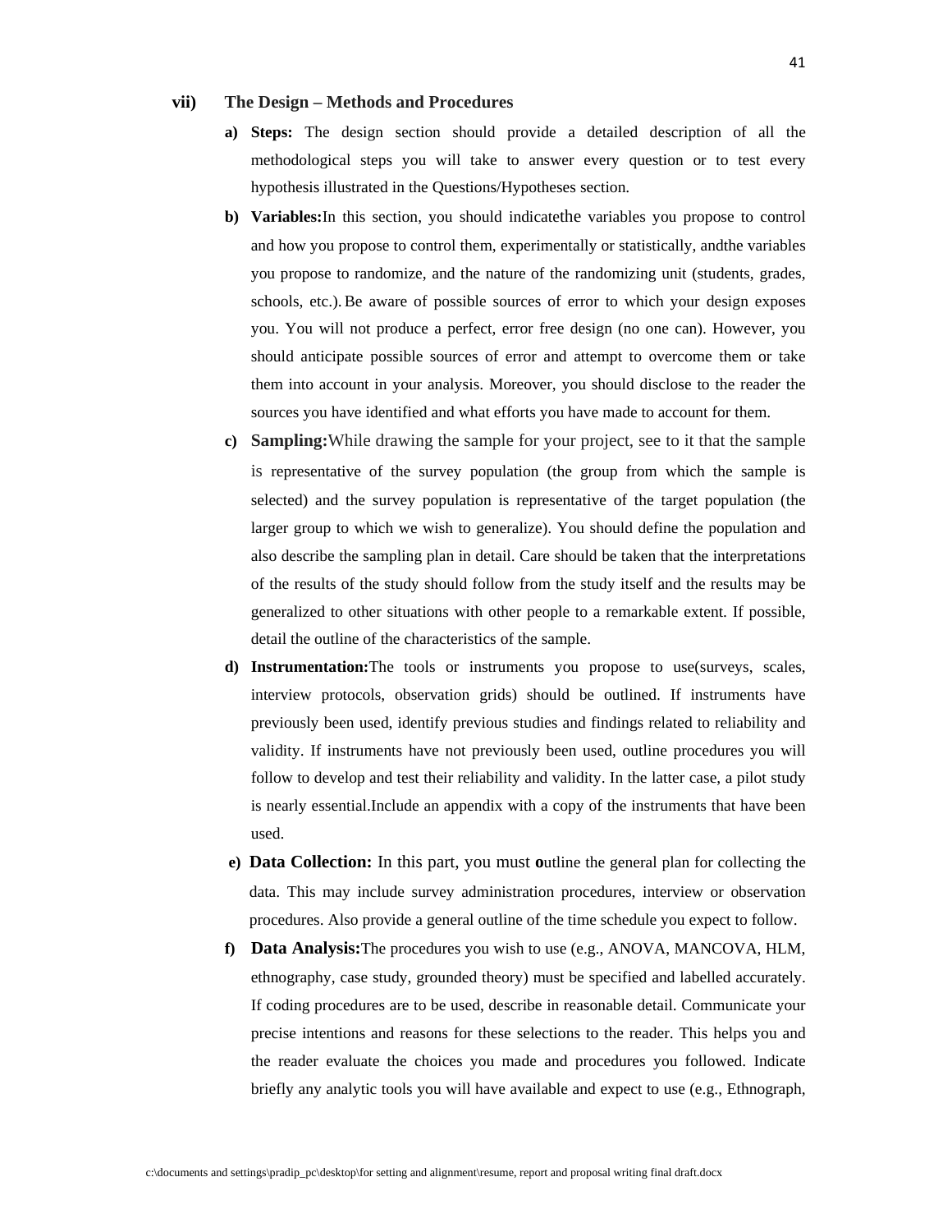### vii) The Design – Methods and Procedures

a) **Steps:** The design section should provide a detailed description of all the methodological steps you will take to answer every question or to test every hypothesis illustrated in the Questions/Hypotheses section.

b) **Variables:**In this section, you should indicatethe variables you propose to control and how you propose to control them, experimentally or statistically, andthe variables you propose to randomize, and the nature of the randomizing unit (students, grades, schools, etc.). Be aware of possible sources of error to which your design exposes you. You will not produce a perfect, error free design (no one can). However, you should anticipate possible sources of error and attempt to overcome them or take them into account in your analysis. Moreover, you should disclose to the reader the sources you have identified and what efforts you have made to account for them.

c) **Sampling:**While drawing the sample for your project, see to it that the sample is representative of the survey population (the group from which the sample is selected) and the survey population is representative of the target population (the larger group to which we wish to generalize). You should define the population and also describe the sampling plan in detail. Care should be taken that the interpretations of the results of the study should follow from the study itself and the results may be generalized to other situations with other people to a remarkable extent. If possible, detail the outline of the characteristics of the sample.

d) **Instrumentation:**The tools or instruments you propose to use(surveys, scales, interview protocols, observation grids) should be outlined. If instruments have previously been used, identify previous studies and findings related to reliability and validity. If instruments have not previously been used, outline procedures you will follow to develop and test their reliability and validity. In the latter case, a pilot study is nearly essential.Include an appendix with a copy of the instruments that have been used.

e) **Data Collection:** In this part, you must **o**utline the general plan for collecting the data. This may include survey administration procedures, interview or observation procedures. Also provide a general outline of the time schedule you expect to follow.

f) **Data Analysis:**The procedures you wish to use (e.g., ANOVA, MANCOVA, HLM, ethnography, case study, grounded theory) must be specified and labelled accurately. If coding procedures are to be used, describe in reasonable detail. Communicate your precise intentions and reasons for these selections to the reader. This helps you and the reader evaluate the choices you made and procedures you followed. Indicate briefly any analytic tools you will have available and expect to use (e.g., Ethnograph,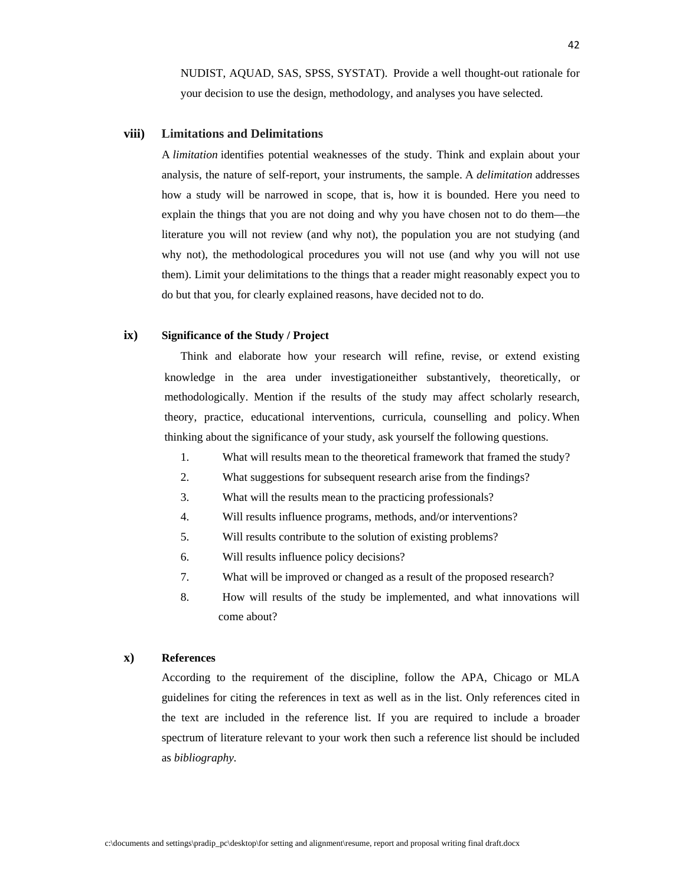NUDIST, AQUAD, SAS, SPSS, SYSTAT). Provide a well thought-out rationale for your decision to use the design, methodology, and analyses you have selected.

### viii) Limitations and Delimitations

A *limitation* identifies potential weaknesses of the study. Think and explain about your analysis, the nature of self-report, your instruments, the sample. A *delimitation* addresses how a study will be narrowed in scope, that is, how it is bounded. Here you need to explain the things that you are not doing and why you have chosen not to do them—the literature you will not review (and why not), the population you are not studying (and why not), the methodological procedures you will not use (and why you will not use them). Limit your delimitations to the things that a reader might reasonably expect you to do but that you, for clearly explained reasons, have decided not to do.

### ix) Significance of the Study / Project

Think and elaborate how your research will refine, revise, or extend existing knowledge in the area under investigationeither substantively, theoretically, or methodologically. Mention if the results of the study may affect scholarly research, theory, practice, educational interventions, curricula, counselling and policy. When thinking about the significance of your study, ask yourself the following questions.

1. What will results mean to the theoretical framework that framed the study?
2. What suggestions for subsequent research arise from the findings?
3. What will the results mean to the practicing professionals?
4. Will results influence programs, methods, and/or interventions?
5. Will results contribute to the solution of existing problems?
6. Will results influence policy decisions?
7. What will be improved or changed as a result of the proposed research?
8. How will results of the study be implemented, and what innovations will come about?

### x) References

According to the requirement of the discipline, follow the APA, Chicago or MLA guidelines for citing the references in text as well as in the list. Only references cited in the text are included in the reference list. If you are required to include a broader spectrum of literature relevant to your work then such a reference list should be included as *bibliography.*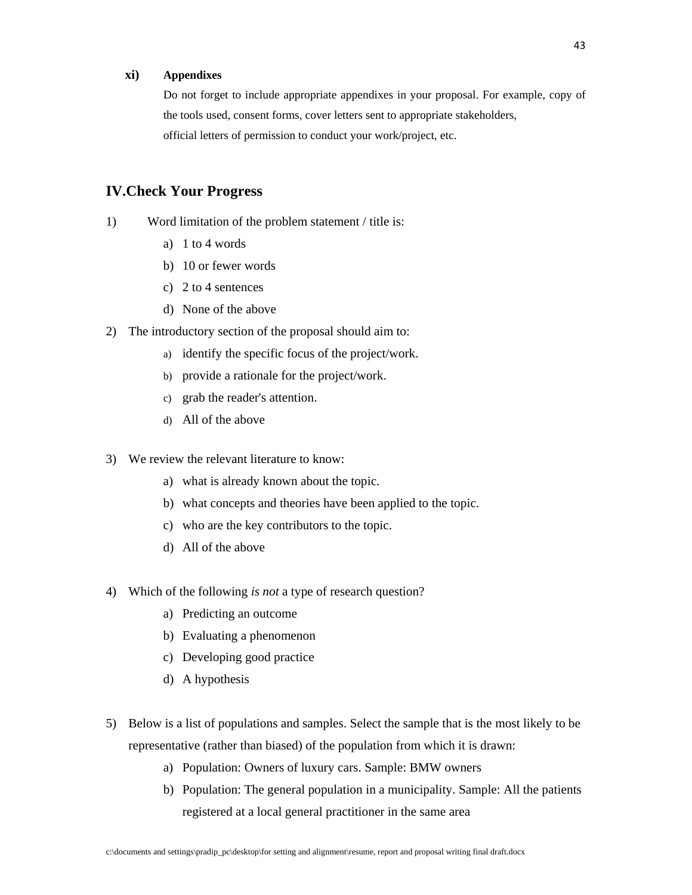**xi) Appendixes**

Do not forget to include appropriate appendixes in your proposal. For example, copy of the tools used, consent forms, cover letters sent to appropriate stakeholders, official letters of permission to conduct your work/project, etc.

## IV.Check Your Progress

1) Word limitation of the problem statement / title is:
   a) 1 to 4 words
   b) 10 or fewer words
   c) 2 to 4 sentences
   d) None of the above

2) The introductory section of the proposal should aim to:
   a) identify the specific focus of the project/work.
   b) provide a rationale for the project/work.
   c) grab the reader's attention.
   d) All of the above

3) We review the relevant literature to know:
   a) what is already known about the topic.
   b) what concepts and theories have been applied to the topic.
   c) who are the key contributors to the topic.
   d) All of the above

4) Which of the following *is not* a type of research question?
   a) Predicting an outcome
   b) Evaluating a phenomenon
   c) Developing good practice
   d) A hypothesis

5) Below is a list of populations and samples. Select the sample that is the most likely to be representative (rather than biased) of the population from which it is drawn:
   a) Population: Owners of luxury cars. Sample: BMW owners
   b) Population: The general population in a municipality. Sample: All the patients registered at a local general practitioner in the same area

c:\documents and settings\pradip_pc\desktop\for setting and alignment\resume, report and proposal writing final draft.docx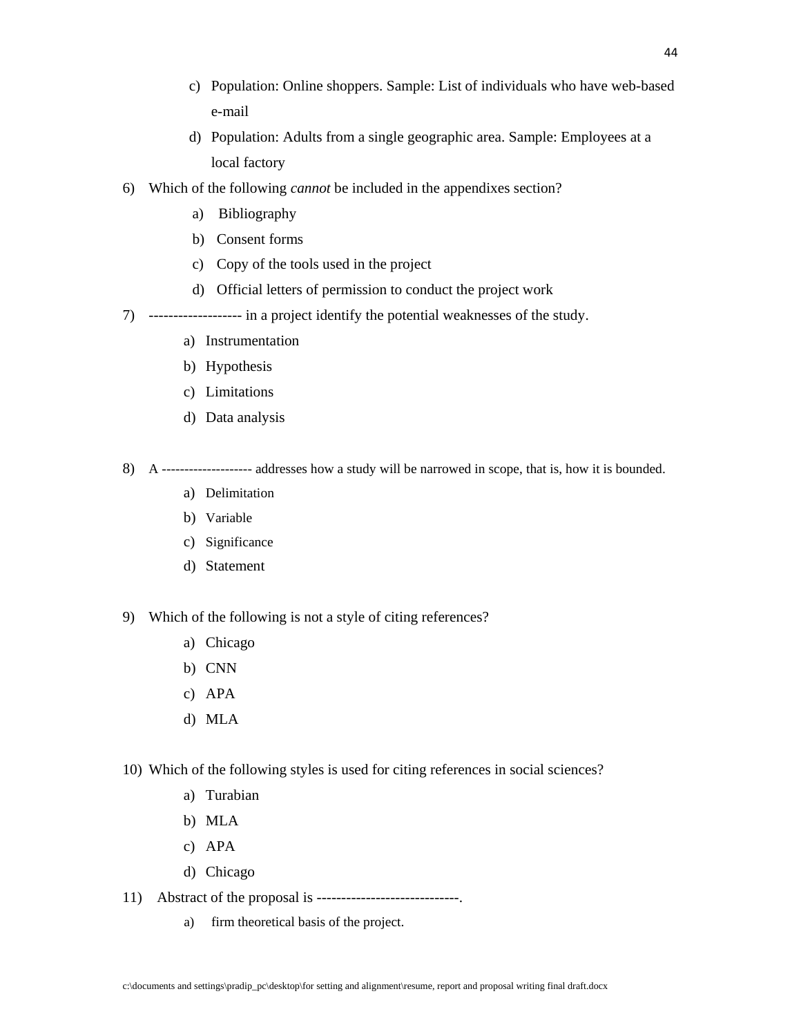c) Population: Online shoppers. Sample: List of individuals who have web-based e-mail

d) Population: Adults from a single geographic area. Sample: Employees at a local factory

6) Which of the following *cannot* be included in the appendixes section?

   a) Bibliography
   b) Consent forms
   c) Copy of the tools used in the project
   d) Official letters of permission to conduct the project work

7) ------------------- in a project identify the potential weaknesses of the study.

   a) Instrumentation
   b) Hypothesis
   c) Limitations
   d) Data analysis

8) A -------------------- addresses how a study will be narrowed in scope, that is, how it is bounded.

   a) Delimitation
   b) Variable
   c) Significance
   d) Statement

9) Which of the following is not a style of citing references?

   a) Chicago
   b) CNN
   c) APA
   d) MLA

10) Which of the following styles is used for citing references in social sciences?

   a) Turabian
   b) MLA
   c) APA
   d) Chicago

11) Abstract of the proposal is -----------------------------.

   a) firm theoretical basis of the project.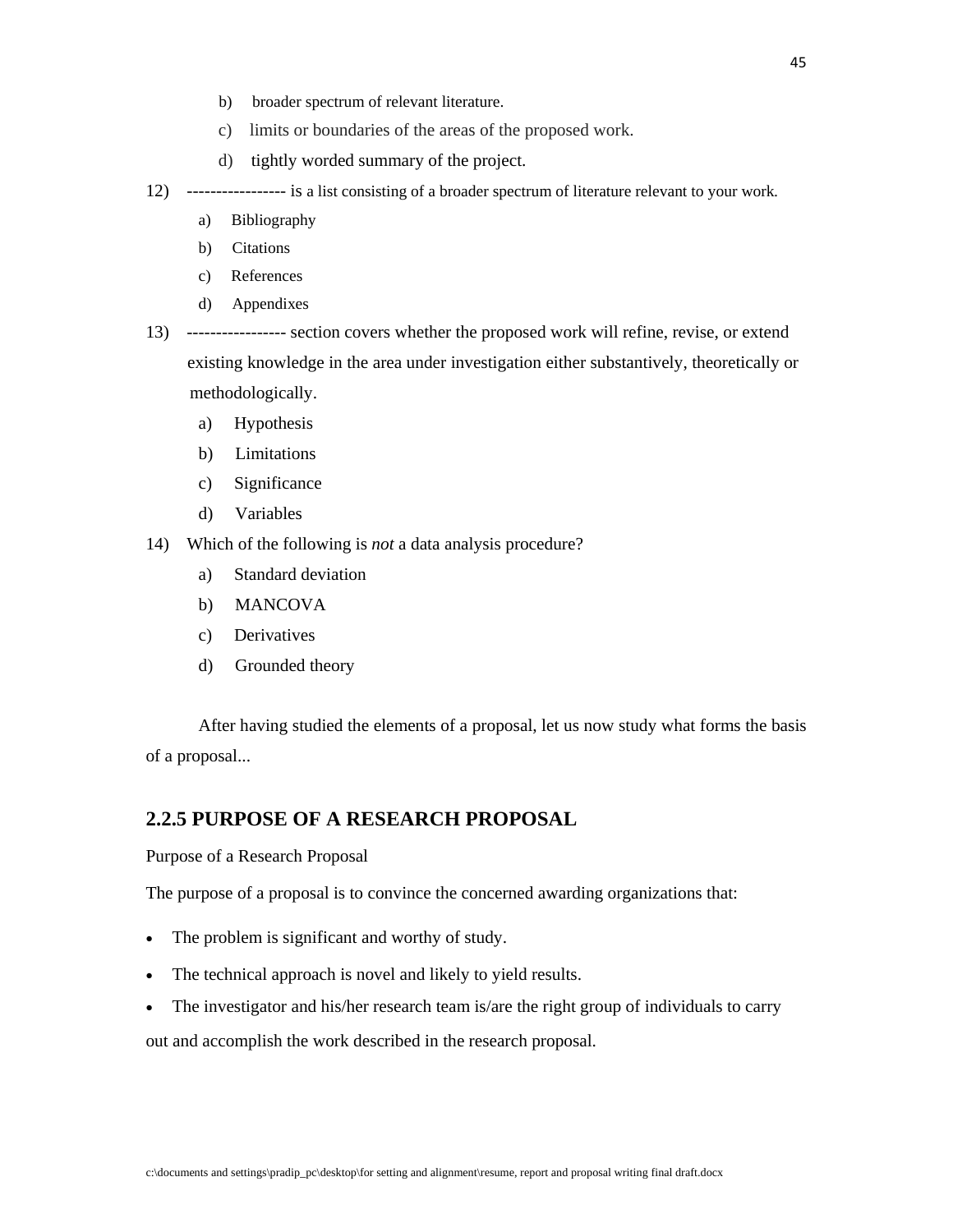b) broader spectrum of relevant literature.

c) limits or boundaries of the areas of the proposed work.

d) tightly worded summary of the project.

12) ----------------- is a list consisting of a broader spectrum of literature relevant to your work.

a) Bibliography

b) Citations

c) References

d) Appendixes

13) ----------------- section covers whether the proposed work will refine, revise, or extend existing knowledge in the area under investigation either substantively, theoretically or methodologically.

a) Hypothesis

b) Limitations

c) Significance

d) Variables

14) Which of the following is *not* a data analysis procedure?

a) Standard deviation

b) MANCOVA

c) Derivatives

d) Grounded theory

After having studied the elements of a proposal, let us now study what forms the basis of a proposal...

## 2.2.5 PURPOSE OF A RESEARCH PROPOSAL

Purpose of a Research Proposal

The purpose of a proposal is to convince the concerned awarding organizations that:

- The problem is significant and worthy of study.
- The technical approach is novel and likely to yield results.
- The investigator and his/her research team is/are the right group of individuals to carry out and accomplish the work described in the research proposal.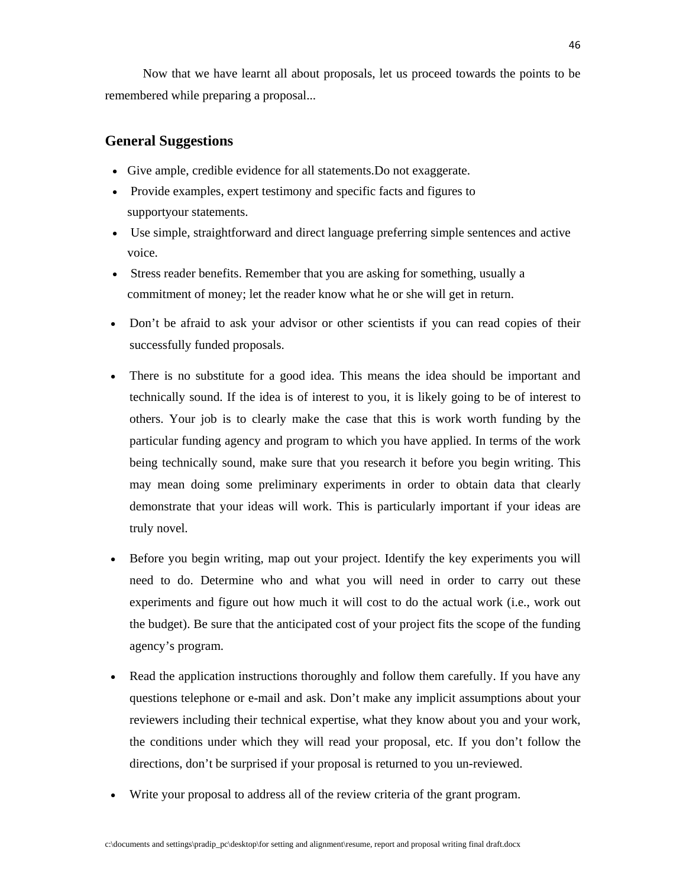Now that we have learnt all about proposals, let us proceed towards the points to be remembered while preparing a proposal...

## General Suggestions

- Give ample, credible evidence for all statements.Do not exaggerate.
- Provide examples, expert testimony and specific facts and figures to supportyour statements.
- Use simple, straightforward and direct language preferring simple sentences and active voice.
- Stress reader benefits. Remember that you are asking for something, usually a commitment of money; let the reader know what he or she will get in return.
- Don't be afraid to ask your advisor or other scientists if you can read copies of their successfully funded proposals.
- There is no substitute for a good idea. This means the idea should be important and technically sound. If the idea is of interest to you, it is likely going to be of interest to others. Your job is to clearly make the case that this is work worth funding by the particular funding agency and program to which you have applied. In terms of the work being technically sound, make sure that you research it before you begin writing. This may mean doing some preliminary experiments in order to obtain data that clearly demonstrate that your ideas will work. This is particularly important if your ideas are truly novel.
- Before you begin writing, map out your project. Identify the key experiments you will need to do. Determine who and what you will need in order to carry out these experiments and figure out how much it will cost to do the actual work (i.e., work out the budget). Be sure that the anticipated cost of your project fits the scope of the funding agency's program.
- Read the application instructions thoroughly and follow them carefully. If you have any questions telephone or e-mail and ask. Don't make any implicit assumptions about your reviewers including their technical expertise, what they know about you and your work, the conditions under which they will read your proposal, etc. If you don't follow the directions, don't be surprised if your proposal is returned to you un-reviewed.
- Write your proposal to address all of the review criteria of the grant program.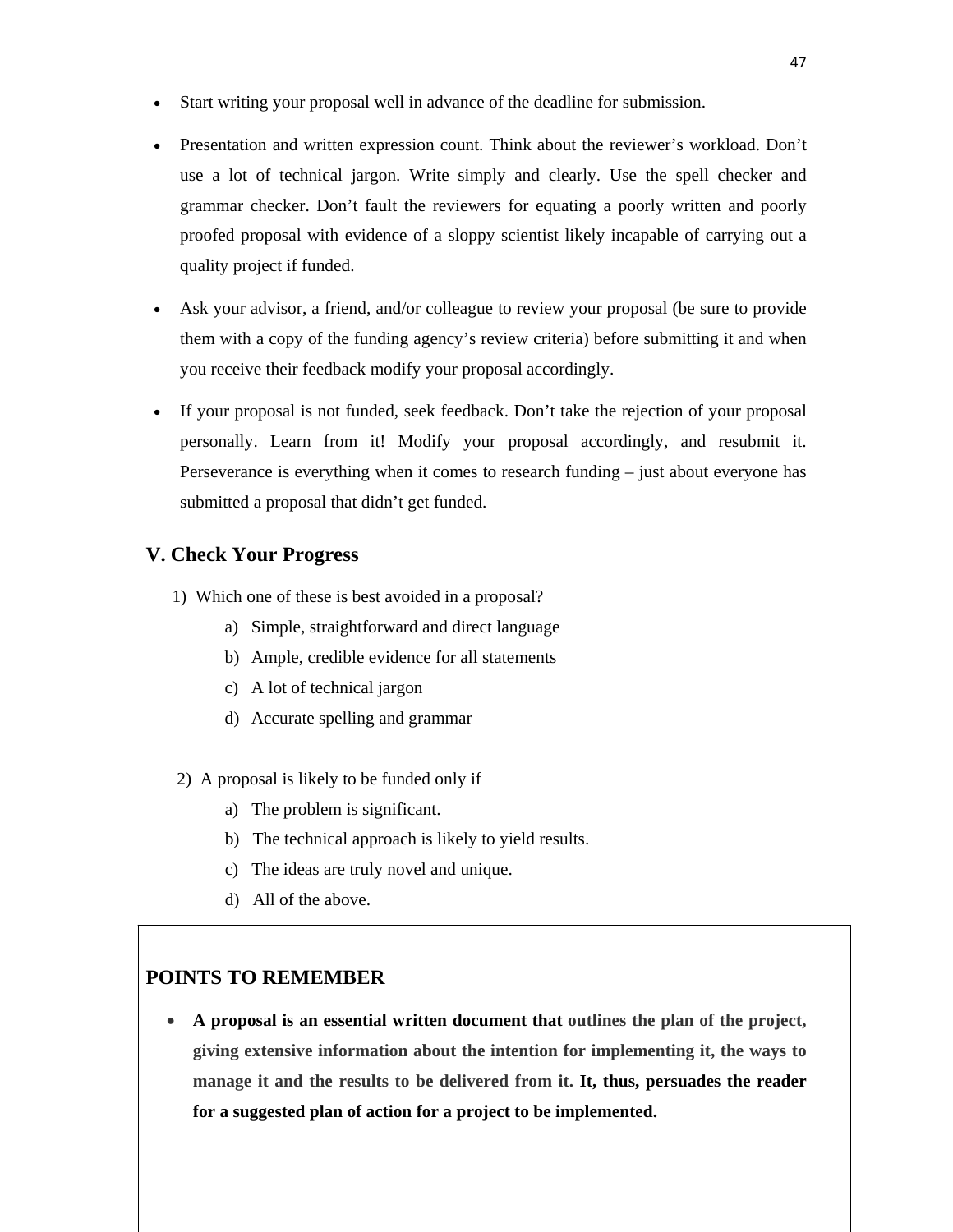- Start writing your proposal well in advance of the deadline for submission.
- Presentation and written expression count. Think about the reviewer's workload. Don't use a lot of technical jargon. Write simply and clearly. Use the spell checker and grammar checker. Don't fault the reviewers for equating a poorly written and poorly proofed proposal with evidence of a sloppy scientist likely incapable of carrying out a quality project if funded.
- Ask your advisor, a friend, and/or colleague to review your proposal (be sure to provide them with a copy of the funding agency's review criteria) before submitting it and when you receive their feedback modify your proposal accordingly.
- If your proposal is not funded, seek feedback. Don't take the rejection of your proposal personally. Learn from it! Modify your proposal accordingly, and resubmit it. Perseverance is everything when it comes to research funding – just about everyone has submitted a proposal that didn't get funded.

## V. Check Your Progress

1) Which one of these is best avoided in a proposal?
   a) Simple, straightforward and direct language
   b) Ample, credible evidence for all statements
   c) A lot of technical jargon
   d) Accurate spelling and grammar

2) A proposal is likely to be funded only if
   a) The problem is significant.
   b) The technical approach is likely to yield results.
   c) The ideas are truly novel and unique.
   d) All of the above.

## POINTS TO REMEMBER

- **A proposal is an essential written document that outlines the plan of the project, giving extensive information about the intention for implementing it, the ways to manage it and the results to be delivered from it. It, thus, persuades the reader for a suggested plan of action for a project to be implemented.**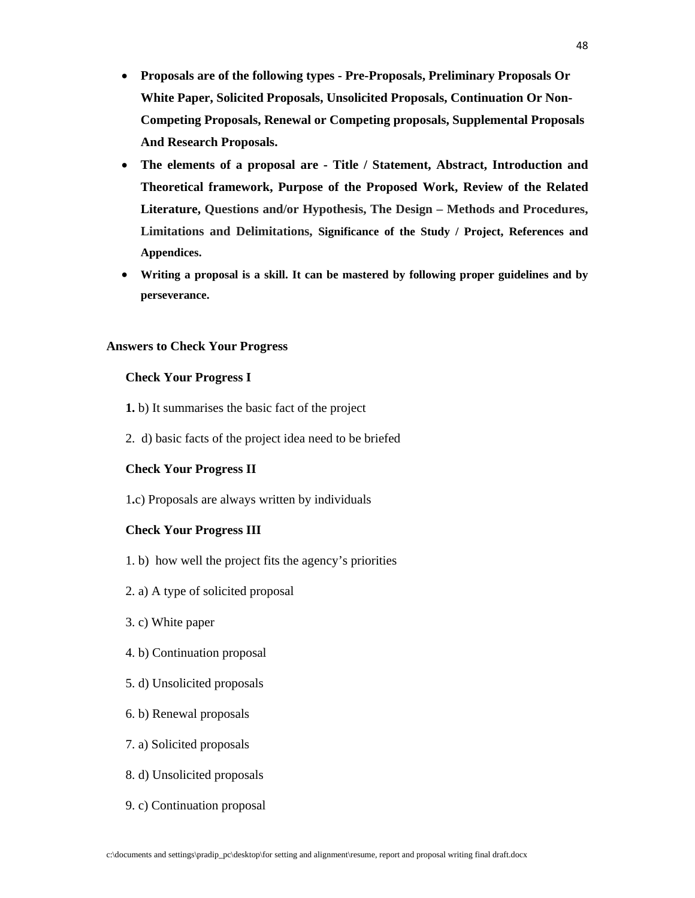- **Proposals are of the following types - Pre-Proposals, Preliminary Proposals Or White Paper, Solicited Proposals, Unsolicited Proposals, Continuation Or Non-Competing Proposals, Renewal or Competing proposals, Supplemental Proposals And Research Proposals.**
- **The elements of a proposal are - Title / Statement, Abstract, Introduction and Theoretical framework, Purpose of the Proposed Work, Review of the Related Literature, Questions and/or Hypothesis, The Design – Methods and Procedures, Limitations and Delimitations, Significance of the Study / Project, References and Appendices.**
- **Writing a proposal is a skill. It can be mastered by following proper guidelines and by perseverance.**

**Answers to Check Your Progress**

**Check Your Progress I**

**1.** b) It summarises the basic fact of the project

2. d) basic facts of the project idea need to be briefed

**Check Your Progress II**

1**.**c) Proposals are always written by individuals

**Check Your Progress III**

1. b) how well the project fits the agency's priorities

2. a) A type of solicited proposal

3. c) White paper

4. b) Continuation proposal

5. d) Unsolicited proposals

6. b) Renewal proposals

7. a) Solicited proposals

8. d) Unsolicited proposals

9. c) Continuation proposal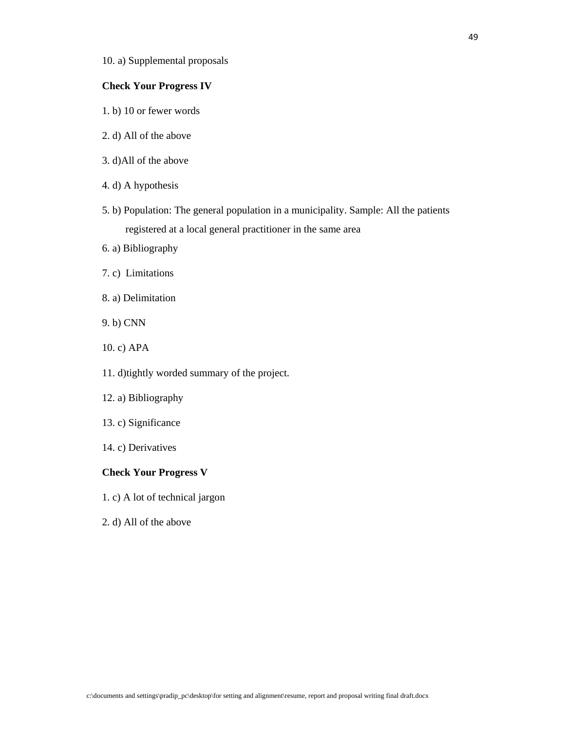10. a) Supplemental proposals

**Check Your Progress IV**

1. b) 10 or fewer words

2. d) All of the above

3. d)All of the above

4. d) A hypothesis

5. b) Population: The general population in a municipality. Sample: All the patients registered at a local general practitioner in the same area

6. a) Bibliography

7. c) Limitations

8. a) Delimitation

9. b) CNN

10. c) APA

11. d)tightly worded summary of the project.

12. a) Bibliography

13. c) Significance

14. c) Derivatives

**Check Your Progress V**

1. c) A lot of technical jargon

2. d) All of the above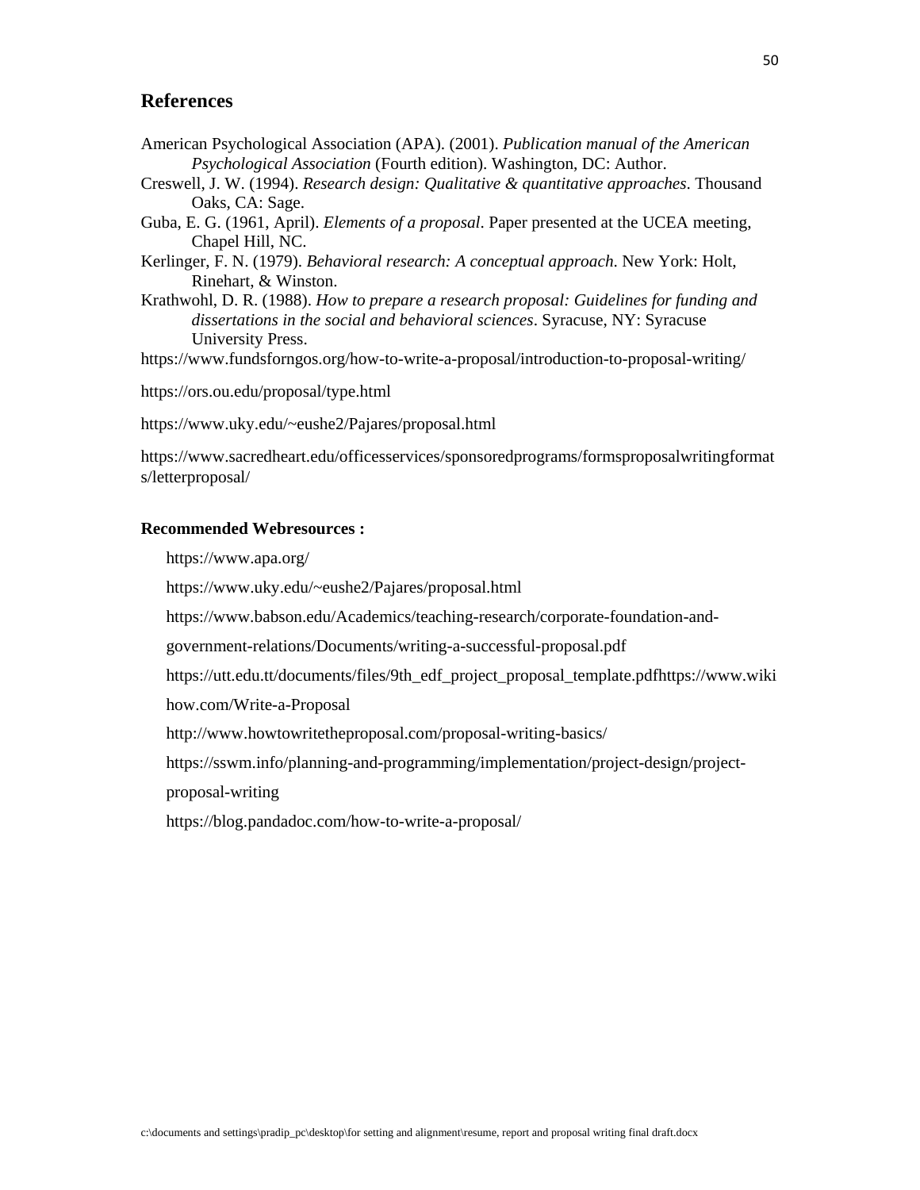## References

American Psychological Association (APA). (2001). *Publication manual of the American Psychological Association* (Fourth edition). Washington, DC: Author.

Creswell, J. W. (1994). *Research design: Qualitative & quantitative approaches*. Thousand Oaks, CA: Sage.

Guba, E. G. (1961, April). *Elements of a proposal*. Paper presented at the UCEA meeting, Chapel Hill, NC.

Kerlinger, F. N. (1979). *Behavioral research: A conceptual approach.* New York: Holt, Rinehart, & Winston.

Krathwohl, D. R. (1988). *How to prepare a research proposal: Guidelines for funding and dissertations in the social and behavioral sciences*. Syracuse, NY: Syracuse University Press.

https://www.fundsforngos.org/how-to-write-a-proposal/introduction-to-proposal-writing/

https://ors.ou.edu/proposal/type.html

https://www.uky.edu/~eushe2/Pajares/proposal.html

https://www.sacredheart.edu/officesservices/sponsoredprograms/formsproposalwritingformats/letterproposal/

**Recommended Webresources :**

https://www.apa.org/

https://www.uky.edu/~eushe2/Pajares/proposal.html

https://www.babson.edu/Academics/teaching-research/corporate-foundation-and-government-relations/Documents/writing-a-successful-proposal.pdf

https://utt.edu.tt/documents/files/9th_edf_project_proposal_template.pdfhttps://www.wikihow.com/Write-a-Proposal

http://www.howtowritetheproposal.com/proposal-writing-basics/

https://sswm.info/planning-and-programming/implementation/project-design/project-proposal-writing

https://blog.pandadoc.com/how-to-write-a-proposal/